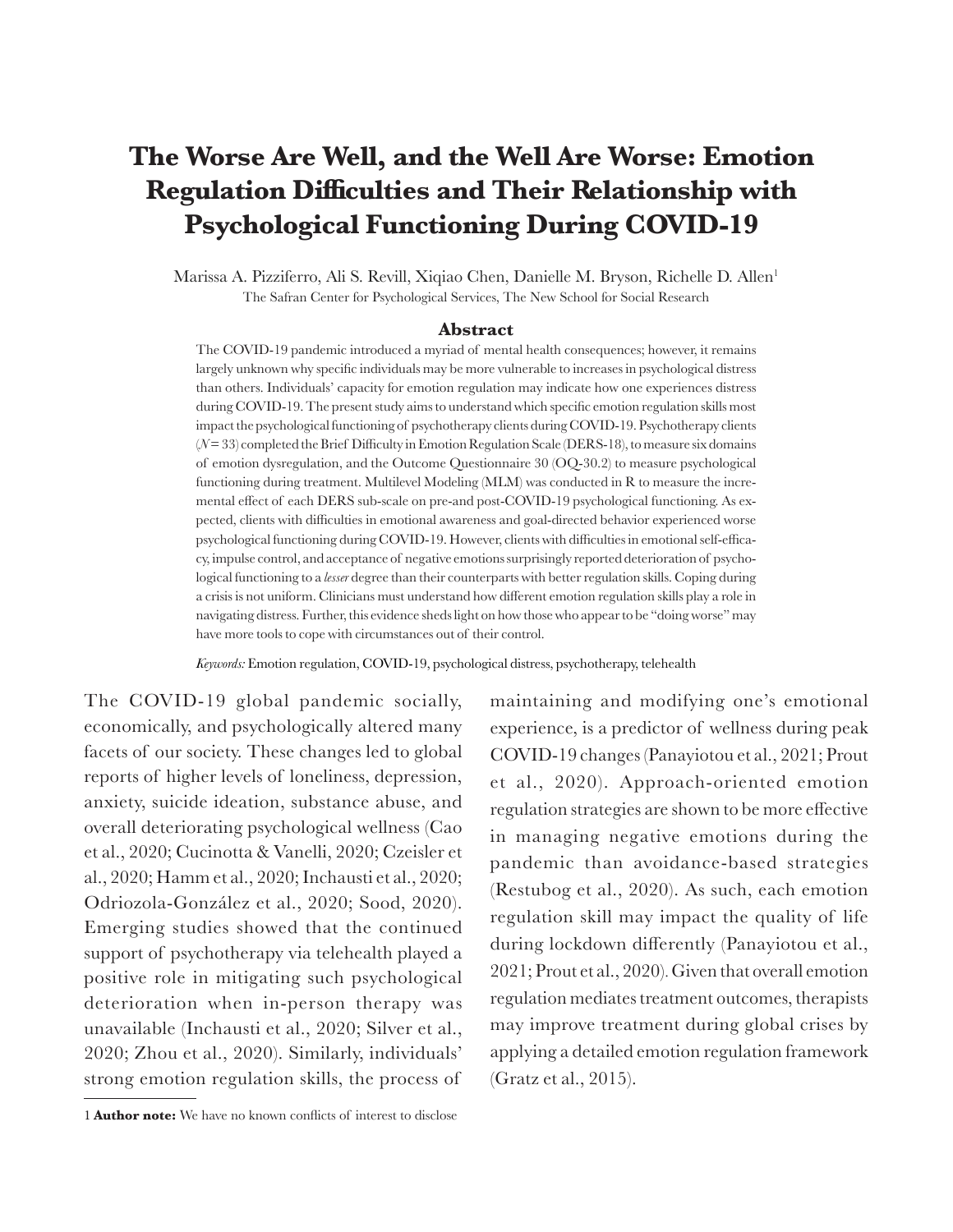# The Worse Are Well, and the Well Are Worse: Emotion Regulation Difficulties and Their Relationship with Psychological Functioning During COVID-19

Marissa A. Pizziferro, Ali S. Revill, Xiqiao Chen, Danielle M. Bryson, Richelle D. Allen[1]

The Safran Center for Psychological Services, The New School for Social Research

## Abstract

The COVID-19 pandemic introduced a myriad of mental health consequences; however, it remains largely unknown why specific individuals may be more vulnerable to increases in psychological distress than others. Individuals' capacity for emotion regulation may indicate how one experiences distress during COVID-19. The present study aims to understand which specific emotion regulation skills most impact the psychological functioning of psychotherapy clients during COVID-19. Psychotherapy clients ($N = 33$) completed the Brief Difficulty in Emotion Regulation Scale (DERS-18), to measure six domains of emotion dysregulation, and the Outcome Questionnaire 30 (OQ-30.2) to measure psychological functioning during treatment. Multilevel Modeling (MLM) was conducted in R to measure the incremental effect of each DERS sub-scale on pre-and post-COVID-19 psychological functioning. As expected, clients with difficulties in emotional awareness and goal-directed behavior experienced worse psychological functioning during COVID-19. However, clients with difficulties in emotional self-efficacy, impulse control, and acceptance of negative emotions surprisingly reported deterioration of psychological functioning to a *lesser* degree than their counterparts with better regulation skills. Coping during a crisis is not uniform. Clinicians must understand how different emotion regulation skills play a role in navigating distress. Further, this evidence sheds light on how those who appear to be "doing worse" may have more tools to cope with circumstances out of their control.

*Keywords:* Emotion regulation, COVID-19, psychological distress, psychotherapy, telehealth

The COVID-19 global pandemic socially, economically, and psychologically altered many facets of our society. These changes led to global reports of higher levels of loneliness, depression, anxiety, suicide ideation, substance abuse, and overall deteriorating psychological wellness (Cao et al., 2020; Cucinotta & Vanelli, 2020; Czeisler et al., 2020; Hamm et al., 2020; Inchausti et al., 2020; Odriozola-González et al., 2020; Sood, 2020). Emerging studies showed that the continued support of psychotherapy via telehealth played a positive role in mitigating such psychological deterioration when in-person therapy was unavailable (Inchausti et al., 2020; Silver et al., 2020; Zhou et al., 2020). Similarly, individuals' strong emotion regulation skills, the process of maintaining and modifying one's emotional experience, is a predictor of wellness during peak COVID-19 changes (Panayiotou et al., 2021; Prout et al., 2020). Approach-oriented emotion regulation strategies are shown to be more effective in managing negative emotions during the pandemic than avoidance-based strategies (Restubog et al., 2020). As such, each emotion regulation skill may impact the quality of life during lockdown differently (Panayiotou et al., 2021; Prout et al., 2020). Given that overall emotion regulation mediates treatment outcomes, therapists may improve treatment during global crises by applying a detailed emotion regulation framework (Gratz et al., 2015).

---

[1] **Author note:** We have no known conflicts of interest to disclose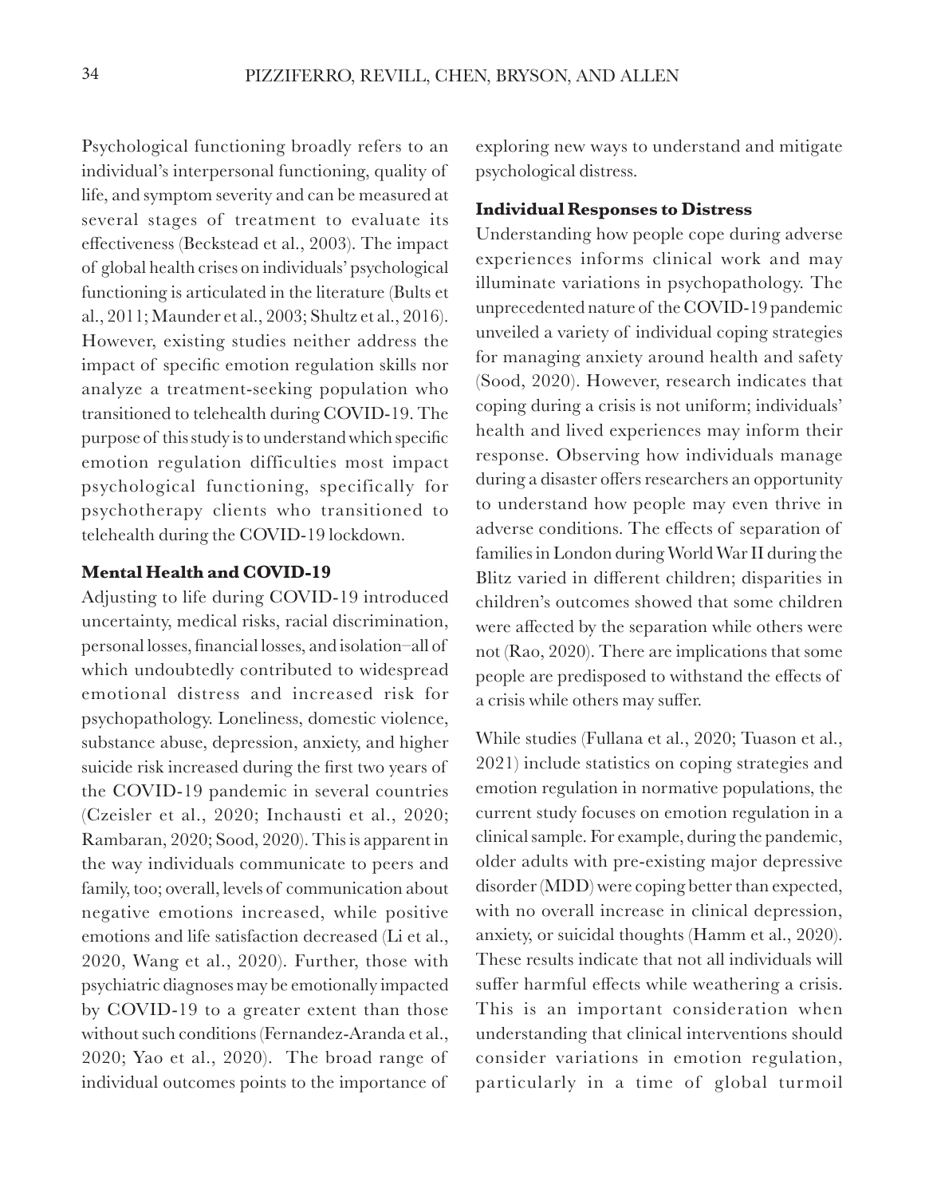Psychological functioning broadly refers to an individual's interpersonal functioning, quality of life, and symptom severity and can be measured at several stages of treatment to evaluate its effectiveness (Beckstead et al., 2003). The impact of global health crises on individuals' psychological functioning is articulated in the literature (Bults et al., 2011; Maunder et al., 2003; Shultz et al., 2016). However, existing studies neither address the impact of specific emotion regulation skills nor analyze a treatment-seeking population who transitioned to telehealth during COVID-19. The purpose of this study is to understand which specific emotion regulation difficulties most impact psychological functioning, specifically for psychotherapy clients who transitioned to telehealth during the COVID-19 lockdown.

## Mental Health and COVID-19

Adjusting to life during COVID-19 introduced uncertainty, medical risks, racial discrimination, personal losses, financial losses, and isolation–all of which undoubtedly contributed to widespread emotional distress and increased risk for psychopathology. Loneliness, domestic violence, substance abuse, depression, anxiety, and higher suicide risk increased during the first two years of the COVID-19 pandemic in several countries (Czeisler et al., 2020; Inchausti et al., 2020; Rambaran, 2020; Sood, 2020). This is apparent in the way individuals communicate to peers and family, too; overall, levels of communication about negative emotions increased, while positive emotions and life satisfaction decreased (Li et al., 2020, Wang et al., 2020). Further, those with psychiatric diagnoses may be emotionally impacted by COVID-19 to a greater extent than those without such conditions (Fernandez-Aranda et al., 2020; Yao et al., 2020). The broad range of individual outcomes points to the importance of exploring new ways to understand and mitigate psychological distress.

## Individual Responses to Distress

Understanding how people cope during adverse experiences informs clinical work and may illuminate variations in psychopathology. The unprecedented nature of the COVID-19 pandemic unveiled a variety of individual coping strategies for managing anxiety around health and safety (Sood, 2020). However, research indicates that coping during a crisis is not uniform; individuals' health and lived experiences may inform their response. Observing how individuals manage during a disaster offers researchers an opportunity to understand how people may even thrive in adverse conditions. The effects of separation of families in London during World War II during the Blitz varied in different children; disparities in children's outcomes showed that some children were affected by the separation while others were not (Rao, 2020). There are implications that some people are predisposed to withstand the effects of a crisis while others may suffer.

While studies (Fullana et al., 2020; Tuason et al., 2021) include statistics on coping strategies and emotion regulation in normative populations, the current study focuses on emotion regulation in a clinical sample. For example, during the pandemic, older adults with pre-existing major depressive disorder (MDD) were coping better than expected, with no overall increase in clinical depression, anxiety, or suicidal thoughts (Hamm et al., 2020). These results indicate that not all individuals will suffer harmful effects while weathering a crisis. This is an important consideration when understanding that clinical interventions should consider variations in emotion regulation, particularly in a time of global turmoil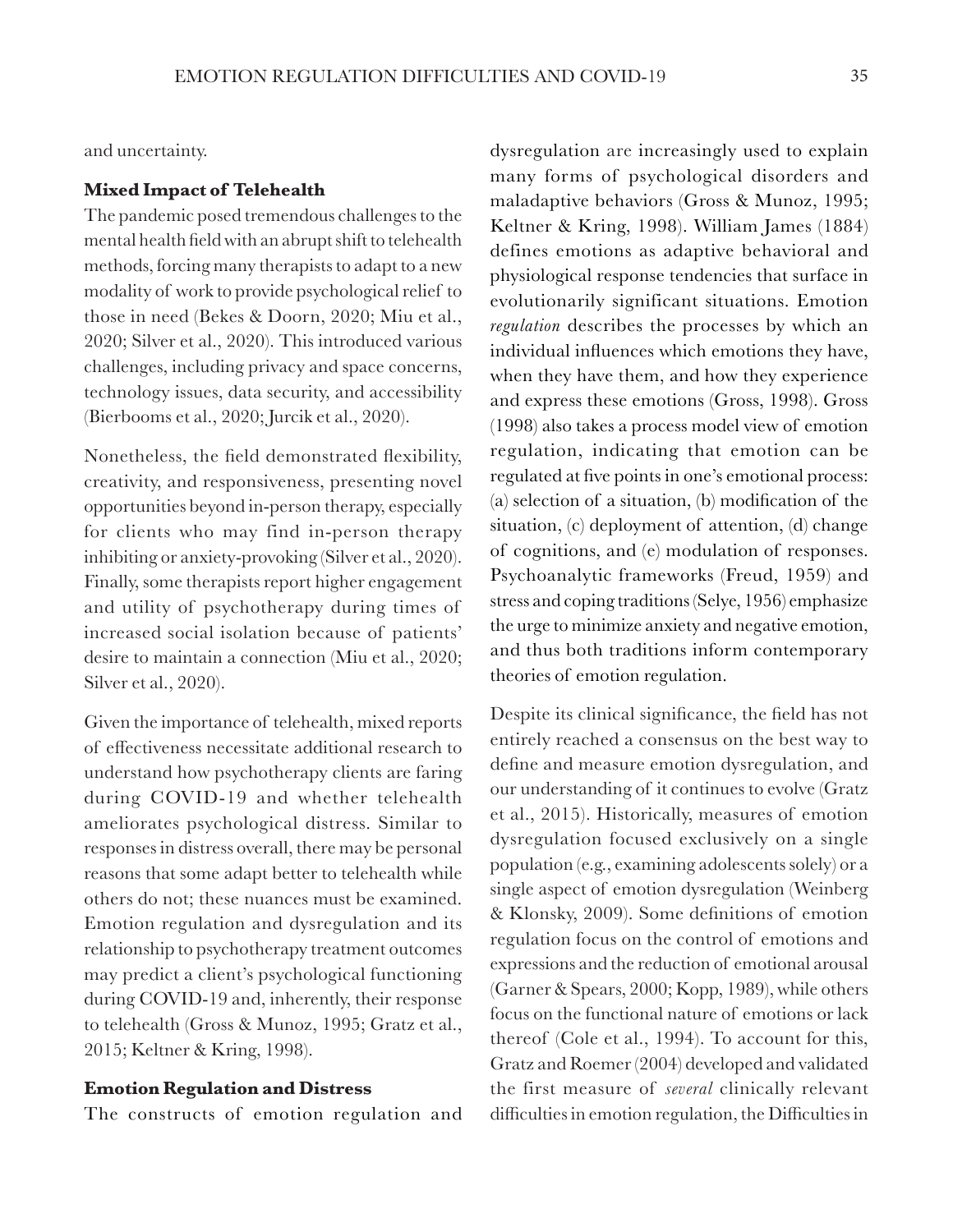and uncertainty.

### Mixed Impact of Telehealth

The pandemic posed tremendous challenges to the mental health field with an abrupt shift to telehealth methods, forcing many therapists to adapt to a new modality of work to provide psychological relief to those in need (Bekes & Doorn, 2020; Miu et al., 2020; Silver et al., 2020). This introduced various challenges, including privacy and space concerns, technology issues, data security, and accessibility (Bierbooms et al., 2020; Jurcik et al., 2020).

Nonetheless, the field demonstrated flexibility, creativity, and responsiveness, presenting novel opportunities beyond in-person therapy, especially for clients who may find in-person therapy inhibiting or anxiety-provoking (Silver et al., 2020). Finally, some therapists report higher engagement and utility of psychotherapy during times of increased social isolation because of patients' desire to maintain a connection (Miu et al., 2020; Silver et al., 2020).

Given the importance of telehealth, mixed reports of effectiveness necessitate additional research to understand how psychotherapy clients are faring during COVID-19 and whether telehealth ameliorates psychological distress. Similar to responses in distress overall, there may be personal reasons that some adapt better to telehealth while others do not; these nuances must be examined. Emotion regulation and dysregulation and its relationship to psychotherapy treatment outcomes may predict a client's psychological functioning during COVID-19 and, inherently, their response to telehealth (Gross & Munoz, 1995; Gratz et al., 2015; Keltner & Kring, 1998).

### Emotion Regulation and Distress

The constructs of emotion regulation and dysregulation are increasingly used to explain many forms of psychological disorders and maladaptive behaviors (Gross & Munoz, 1995; Keltner & Kring, 1998). William James (1884) defines emotions as adaptive behavioral and physiological response tendencies that surface in evolutionarily significant situations. Emotion *regulation* describes the processes by which an individual influences which emotions they have, when they have them, and how they experience and express these emotions (Gross, 1998). Gross (1998) also takes a process model view of emotion regulation, indicating that emotion can be regulated at five points in one's emotional process: (a) selection of a situation, (b) modification of the situation, (c) deployment of attention, (d) change of cognitions, and (e) modulation of responses. Psychoanalytic frameworks (Freud, 1959) and stress and coping traditions (Selye, 1956) emphasize the urge to minimize anxiety and negative emotion, and thus both traditions inform contemporary theories of emotion regulation.

Despite its clinical significance, the field has not entirely reached a consensus on the best way to define and measure emotion dysregulation, and our understanding of it continues to evolve (Gratz et al., 2015). Historically, measures of emotion dysregulation focused exclusively on a single population (e.g., examining adolescents solely) or a single aspect of emotion dysregulation (Weinberg & Klonsky, 2009). Some definitions of emotion regulation focus on the control of emotions and expressions and the reduction of emotional arousal (Garner & Spears, 2000; Kopp, 1989), while others focus on the functional nature of emotions or lack thereof (Cole et al., 1994). To account for this, Gratz and Roemer (2004) developed and validated the first measure of *several* clinically relevant difficulties in emotion regulation, the Difficulties in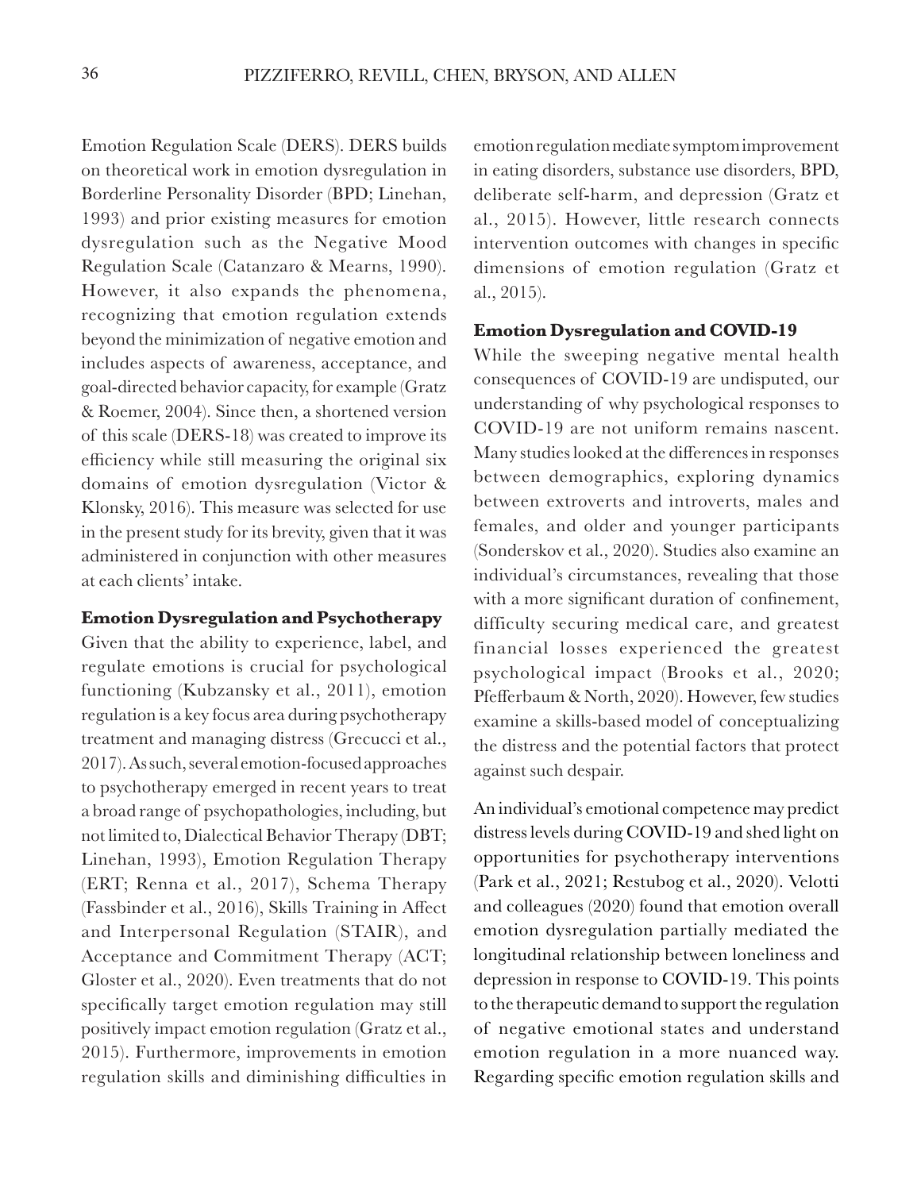Emotion Regulation Scale (DERS). DERS builds on theoretical work in emotion dysregulation in Borderline Personality Disorder (BPD; Linehan, 1993) and prior existing measures for emotion dysregulation such as the Negative Mood Regulation Scale (Catanzaro & Mearns, 1990). However, it also expands the phenomena, recognizing that emotion regulation extends beyond the minimization of negative emotion and includes aspects of awareness, acceptance, and goal-directed behavior capacity, for example (Gratz & Roemer, 2004). Since then, a shortened version of this scale (DERS-18) was created to improve its efficiency while still measuring the original six domains of emotion dysregulation (Victor & Klonsky, 2016). This measure was selected for use in the present study for its brevity, given that it was administered in conjunction with other measures at each clients' intake.

### Emotion Dysregulation and Psychotherapy

Given that the ability to experience, label, and regulate emotions is crucial for psychological functioning (Kubzansky et al., 2011), emotion regulation is a key focus area during psychotherapy treatment and managing distress (Grecucci et al., 2017). As such, several emotion-focused approaches to psychotherapy emerged in recent years to treat a broad range of psychopathologies, including, but not limited to, Dialectical Behavior Therapy (DBT; Linehan, 1993), Emotion Regulation Therapy (ERT; Renna et al., 2017), Schema Therapy (Fassbinder et al., 2016), Skills Training in Affect and Interpersonal Regulation (STAIR), and Acceptance and Commitment Therapy (ACT; Gloster et al., 2020). Even treatments that do not specifically target emotion regulation may still positively impact emotion regulation (Gratz et al., 2015). Furthermore, improvements in emotion regulation skills and diminishing difficulties in emotion regulation mediate symptom improvement in eating disorders, substance use disorders, BPD, deliberate self-harm, and depression (Gratz et al., 2015). However, little research connects intervention outcomes with changes in specific dimensions of emotion regulation (Gratz et al., 2015).

### Emotion Dysregulation and COVID-19

While the sweeping negative mental health consequences of COVID-19 are undisputed, our understanding of why psychological responses to COVID-19 are not uniform remains nascent. Many studies looked at the differences in responses between demographics, exploring dynamics between extroverts and introverts, males and females, and older and younger participants (Sonderskov et al., 2020). Studies also examine an individual's circumstances, revealing that those with a more significant duration of confinement, difficulty securing medical care, and greatest financial losses experienced the greatest psychological impact (Brooks et al., 2020; Pfefferbaum & North, 2020). However, few studies examine a skills-based model of conceptualizing the distress and the potential factors that protect against such despair.

An individual's emotional competence may predict distress levels during COVID-19 and shed light on opportunities for psychotherapy interventions (Park et al., 2021; Restubog et al., 2020). Velotti and colleagues (2020) found that emotion overall emotion dysregulation partially mediated the longitudinal relationship between loneliness and depression in response to COVID-19. This points to the therapeutic demand to support the regulation of negative emotional states and understand emotion regulation in a more nuanced way. Regarding specific emotion regulation skills and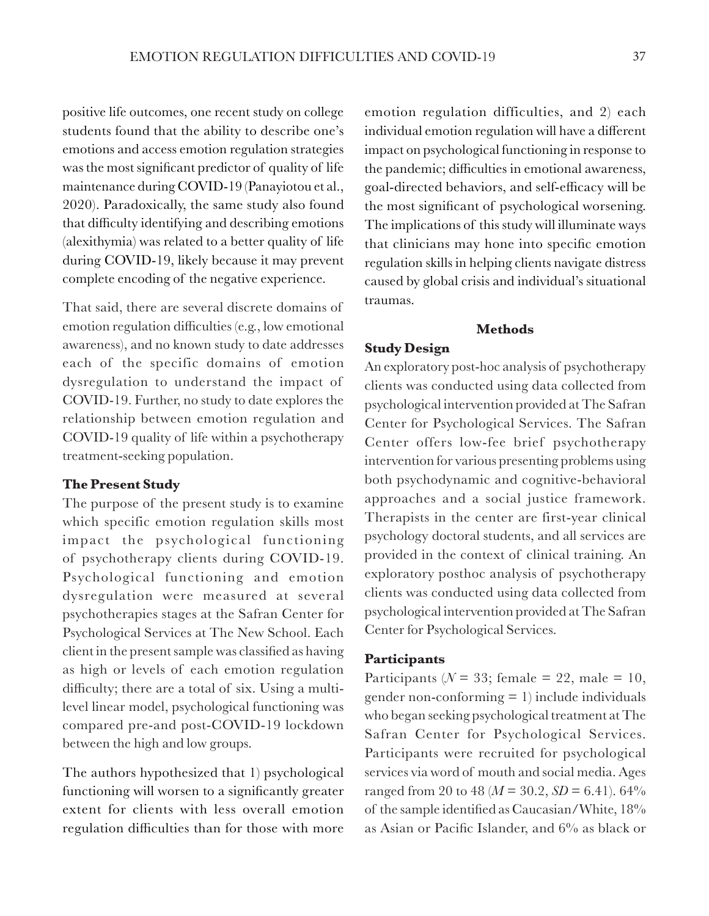positive life outcomes, one recent study on college students found that the ability to describe one's emotions and access emotion regulation strategies was the most significant predictor of quality of life maintenance during COVID-19 (Panayiotou et al., 2020). Paradoxically, the same study also found that difficulty identifying and describing emotions (alexithymia) was related to a better quality of life during COVID-19, likely because it may prevent complete encoding of the negative experience.

That said, there are several discrete domains of emotion regulation difficulties (e.g., low emotional awareness), and no known study to date addresses each of the specific domains of emotion dysregulation to understand the impact of COVID-19. Further, no study to date explores the relationship between emotion regulation and COVID-19 quality of life within a psychotherapy treatment-seeking population.

### The Present Study

The purpose of the present study is to examine which specific emotion regulation skills most impact the psychological functioning of psychotherapy clients during COVID-19. Psychological functioning and emotion dysregulation were measured at several psychotherapies stages at the Safran Center for Psychological Services at The New School. Each client in the present sample was classified as having as high or levels of each emotion regulation difficulty; there are a total of six. Using a multi-level linear model, psychological functioning was compared pre-and post-COVID-19 lockdown between the high and low groups.

The authors hypothesized that 1) psychological functioning will worsen to a significantly greater extent for clients with less overall emotion regulation difficulties than for those with more emotion regulation difficulties, and 2) each individual emotion regulation will have a different impact on psychological functioning in response to the pandemic; difficulties in emotional awareness, goal-directed behaviors, and self-efficacy will be the most significant of psychological worsening. The implications of this study will illuminate ways that clinicians may hone into specific emotion regulation skills in helping clients navigate distress caused by global crisis and individual's situational traumas.

## Methods

### Study Design

An exploratory post-hoc analysis of psychotherapy clients was conducted using data collected from psychological intervention provided at The Safran Center for Psychological Services. The Safran Center offers low-fee brief psychotherapy intervention for various presenting problems using both psychodynamic and cognitive-behavioral approaches and a social justice framework. Therapists in the center are first-year clinical psychology doctoral students, and all services are provided in the context of clinical training. An exploratory posthoc analysis of psychotherapy clients was conducted using data collected from psychological intervention provided at The Safran Center for Psychological Services.

### Participants

Participants ($N$ = 33; female = 22, male = 10, gender non-conforming = 1) include individuals who began seeking psychological treatment at The Safran Center for Psychological Services. Participants were recruited for psychological services via word of mouth and social media. Ages ranged from 20 to 48 ($M$ = 30.2, $SD$ = 6.41). 64% of the sample identified as Caucasian/White, 18% as Asian or Pacific Islander, and 6% as black or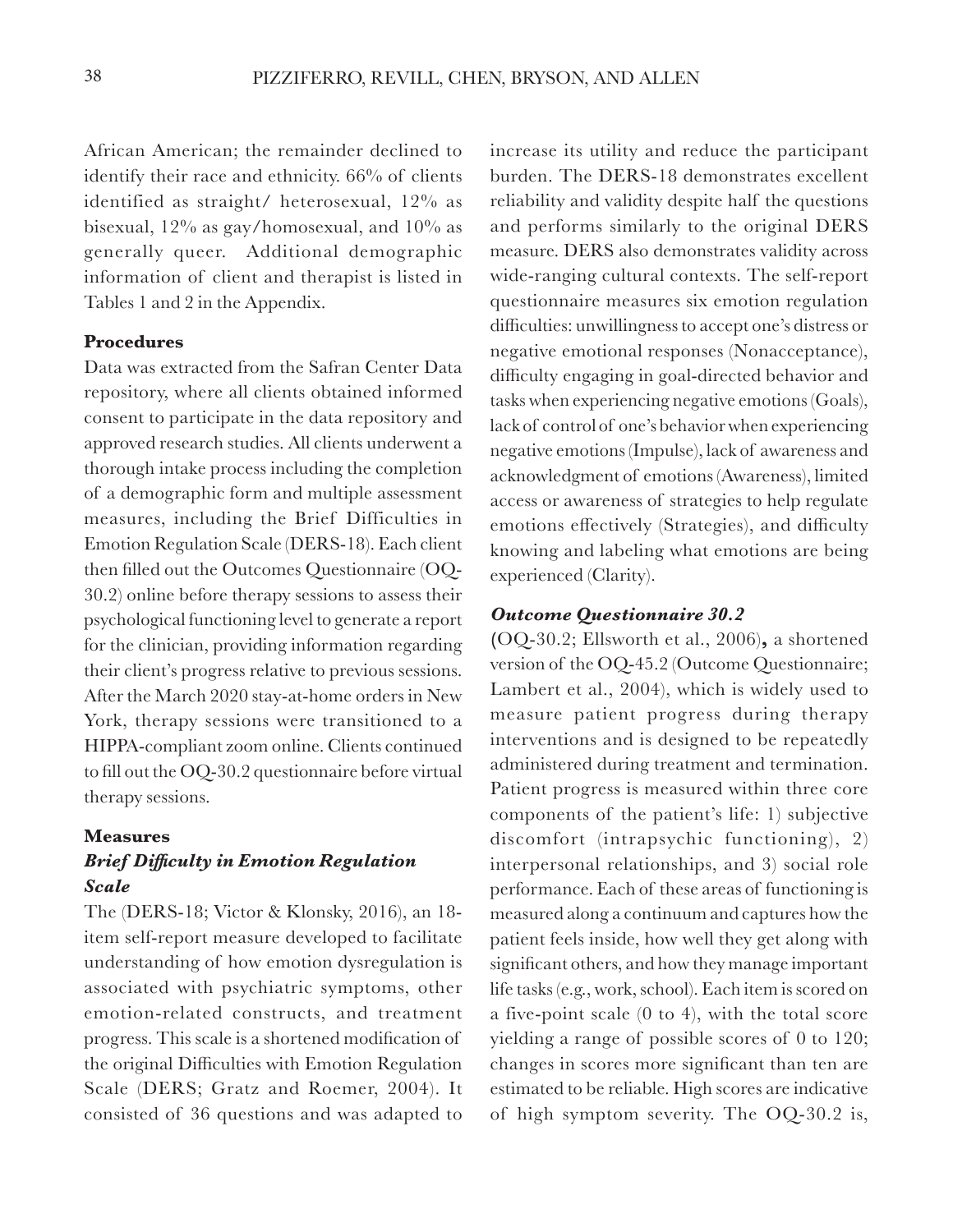African American; the remainder declined to identify their race and ethnicity. 66% of clients identified as straight/ heterosexual, 12% as bisexual, 12% as gay/homosexual, and 10% as generally queer. Additional demographic information of client and therapist is listed in Tables 1 and 2 in the Appendix.

**Procedures**

Data was extracted from the Safran Center Data repository, where all clients obtained informed consent to participate in the data repository and approved research studies. All clients underwent a thorough intake process including the completion of a demographic form and multiple assessment measures, including the Brief Difficulties in Emotion Regulation Scale (DERS-18). Each client then filled out the Outcomes Questionnaire (OQ-30.2) online before therapy sessions to assess their psychological functioning level to generate a report for the clinician, providing information regarding their client's progress relative to previous sessions. After the March 2020 stay-at-home orders in New York, therapy sessions were transitioned to a HIPPA-compliant zoom online. Clients continued to fill out the OQ-30.2 questionnaire before virtual therapy sessions.

**Measures**

***Brief Difficulty in Emotion Regulation Scale***

The (DERS-18; Victor & Klonsky, 2016), an 18-item self-report measure developed to facilitate understanding of how emotion dysregulation is associated with psychiatric symptoms, other emotion-related constructs, and treatment progress. This scale is a shortened modification of the original Difficulties with Emotion Regulation Scale (DERS; Gratz and Roemer, 2004). It consisted of 36 questions and was adapted to increase its utility and reduce the participant burden. The DERS-18 demonstrates excellent reliability and validity despite half the questions and performs similarly to the original DERS measure. DERS also demonstrates validity across wide-ranging cultural contexts. The self-report questionnaire measures six emotion regulation difficulties: unwillingness to accept one's distress or negative emotional responses (Nonacceptance), difficulty engaging in goal-directed behavior and tasks when experiencing negative emotions (Goals), lack of control of one's behavior when experiencing negative emotions (Impulse), lack of awareness and acknowledgment of emotions (Awareness), limited access or awareness of strategies to help regulate emotions effectively (Strategies), and difficulty knowing and labeling what emotions are being experienced (Clarity).

***Outcome Questionnaire 30.2***

**(**OQ-30.2; Ellsworth et al., 2006)**,** a shortened version of the OQ-45.2 (Outcome Questionnaire; Lambert et al., 2004), which is widely used to measure patient progress during therapy interventions and is designed to be repeatedly administered during treatment and termination. Patient progress is measured within three core components of the patient's life: 1) subjective discomfort (intrapsychic functioning), 2) interpersonal relationships, and 3) social role performance. Each of these areas of functioning is measured along a continuum and captures how the patient feels inside, how well they get along with significant others, and how they manage important life tasks (e.g., work, school). Each item is scored on a five-point scale (0 to 4), with the total score yielding a range of possible scores of 0 to 120; changes in scores more significant than ten are estimated to be reliable. High scores are indicative of high symptom severity. The OQ-30.2 is,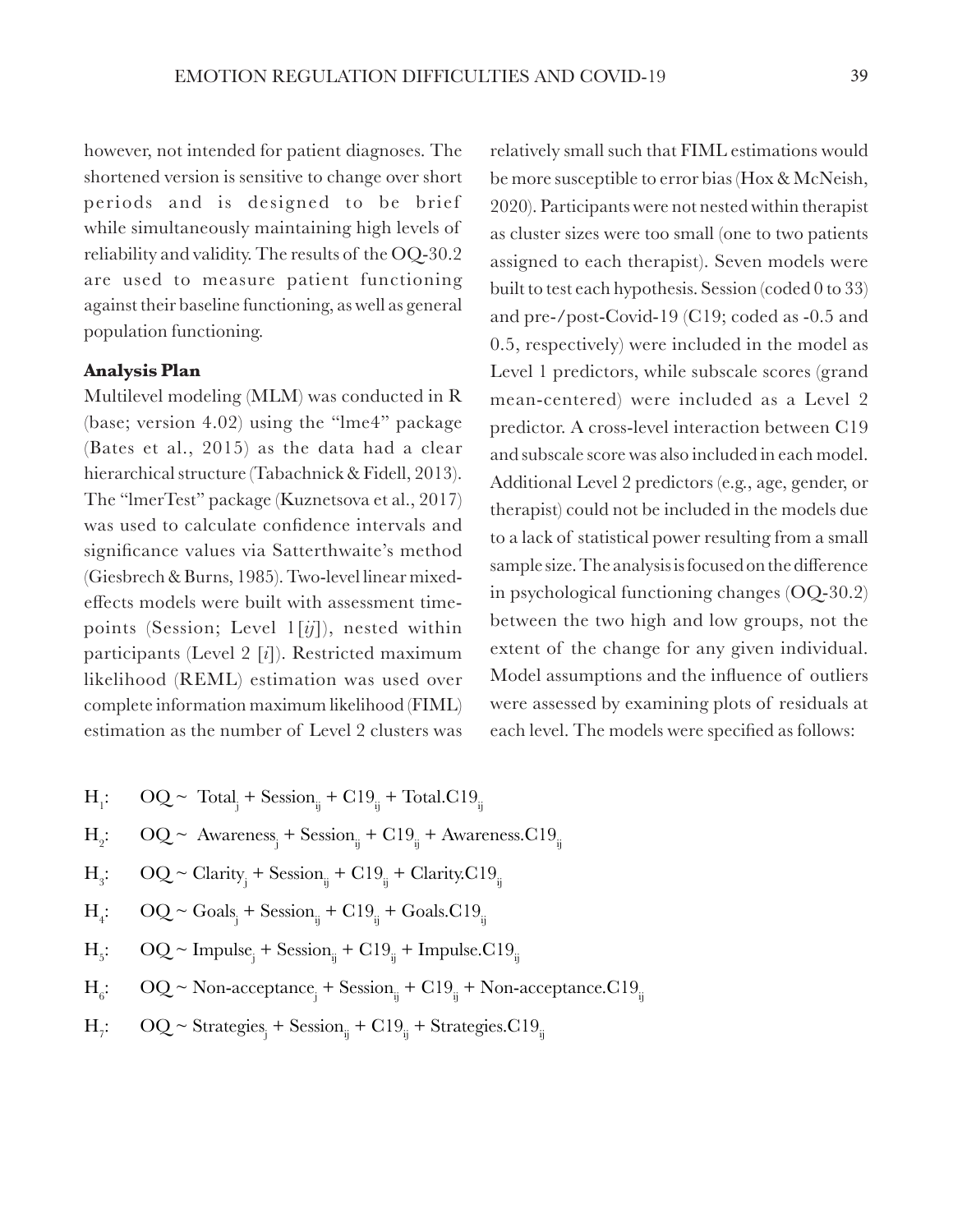however, not intended for patient diagnoses. The shortened version is sensitive to change over short periods and is designed to be brief while simultaneously maintaining high levels of reliability and validity. The results of the OQ-30.2 are used to measure patient functioning against their baseline functioning, as well as general population functioning.

### Analysis Plan

Multilevel modeling (MLM) was conducted in R (base; version 4.02) using the "lme4" package (Bates et al., 2015) as the data had a clear hierarchical structure (Tabachnick & Fidell, 2013). The "lmerTest" package (Kuznetsova et al., 2017) was used to calculate confidence intervals and significance values via Satterthwaite's method (Giesbrech & Burns, 1985). Two-level linear mixed-effects models were built with assessment time-points (Session; Level 1 [*ij*]), nested within participants (Level 2 [*i*]). Restricted maximum likelihood (REML) estimation was used over complete information maximum likelihood (FIML) estimation as the number of Level 2 clusters was relatively small such that FIML estimations would be more susceptible to error bias (Hox & McNeish, 2020). Participants were not nested within therapist as cluster sizes were too small (one to two patients assigned to each therapist). Seven models were built to test each hypothesis. Session (coded 0 to 33) and pre-/post-Covid-19 (C19; coded as -0.5 and 0.5, respectively) were included in the model as Level 1 predictors, while subscale scores (grand mean-centered) were included as a Level 2 predictor. A cross-level interaction between C19 and subscale score was also included in each model. Additional Level 2 predictors (e.g., age, gender, or therapist) could not be included in the models due to a lack of statistical power resulting from a small sample size. The analysis is focused on the difference in psychological functioning changes (OQ-30.2) between the two high and low groups, not the extent of the change for any given individual. Model assumptions and the influence of outliers were assessed by examining plots of residuals at each level. The models were specified as follows:

$H_1$: $\quad OQ \sim Total_j + Session_{ij} + C19_{ij} + Total.C19_{ij}$

$H_2$: $\quad OQ \sim Awareness_j + Session_{ij} + C19_{ij} + Awareness.C19_{ij}$

$H_3$: $\quad OQ \sim Clarity_j + Session_{ij} + C19_{ij} + Clarity.C19_{ij}$

$H_4$: $\quad OQ \sim Goals_j + Session_{ij} + C19_{ij} + Goals.C19_{ij}$

$H_5$: $\quad OQ \sim Impulse_j + Session_{ij} + C19_{ij} + Impulse.C19_{ij}$

$H_6$: $\quad OQ \sim Non\text{-}acceptance_j + Session_{ij} + C19_{ij} + Non\text{-}acceptance.C19_{ij}$

$H_7$: $\quad OQ \sim Strategies_j + Session_{ij} + C19_{ij} + Strategies.C19_{ij}$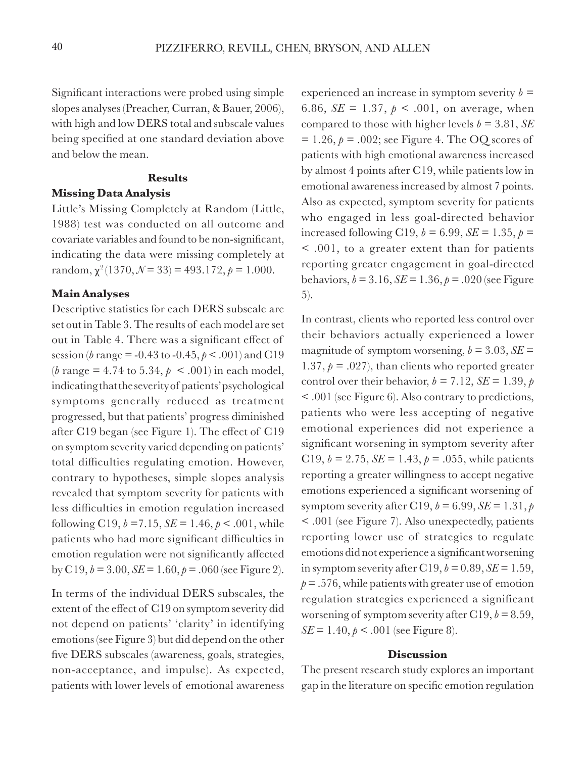Significant interactions were probed using simple slopes analyses (Preacher, Curran, & Bauer, 2006), with high and low DERS total and subscale values being specified at one standard deviation above and below the mean.

## Results

### Missing Data Analysis

Little's Missing Completely at Random (Little, 1988) test was conducted on all outcome and covariate variables and found to be non-significant, indicating the data were missing completely at random, $\chi^2(1370, N = 33) = 493.172$, $p = 1.000$.

### Main Analyses

Descriptive statistics for each DERS subscale are set out in Table 3. The results of each model are set out in Table 4. There was a significant effect of session ($b$ range = -0.43 to -0.45, $p < .001$) and C19 ($b$ range = 4.74 to 5.34, $p < .001$) in each model, indicating that the severity of patients' psychological symptoms generally reduced as treatment progressed, but that patients' progress diminished after C19 began (see Figure 1). The effect of C19 on symptom severity varied depending on patients' total difficulties regulating emotion. However, contrary to hypotheses, simple slopes analysis revealed that symptom severity for patients with less difficulties in emotion regulation increased following C19, $b = 7.15$, $SE = 1.46$, $p < .001$, while patients who had more significant difficulties in emotion regulation were not significantly affected by C19, $b = 3.00$, $SE = 1.60$, $p = .060$ (see Figure 2).

In terms of the individual DERS subscales, the extent of the effect of C19 on symptom severity did not depend on patients' 'clarity' in identifying emotions (see Figure 3) but did depend on the other five DERS subscales (awareness, goals, strategies, non-acceptance, and impulse). As expected, patients with lower levels of emotional awareness experienced an increase in symptom severity $b = 6.86$, $SE = 1.37$, $p < .001$, on average, when compared to those with higher levels $b = 3.81$, $SE = 1.26$, $p = .002$; see Figure 4. The OQ scores of patients with high emotional awareness increased by almost 4 points after C19, while patients low in emotional awareness increased by almost 7 points. Also as expected, symptom severity for patients who engaged in less goal-directed behavior increased following C19, $b = 6.99$, $SE = 1.35$, $p = < .001$, to a greater extent than for patients reporting greater engagement in goal-directed behaviors, $b = 3.16$, $SE = 1.36$, $p = .020$ (see Figure 5).

In contrast, clients who reported less control over their behaviors actually experienced a lower magnitude of symptom worsening, $b = 3.03$, $SE = 1.37$, $p = .027$), than clients who reported greater control over their behavior, $b = 7.12$, $SE = 1.39$, $p < .001$ (see Figure 6). Also contrary to predictions, patients who were less accepting of negative emotional experiences did not experience a significant worsening in symptom severity after C19, $b = 2.75$, $SE = 1.43$, $p = .055$, while patients reporting a greater willingness to accept negative emotions experienced a significant worsening of symptom severity after C19, $b = 6.99$, $SE = 1.31$, $p < .001$ (see Figure 7). Also unexpectedly, patients reporting lower use of strategies to regulate emotions did not experience a significant worsening in symptom severity after C19, $b = 0.89$, $SE = 1.59$, $p = .576$, while patients with greater use of emotion regulation strategies experienced a significant worsening of symptom severity after C19, $b = 8.59$, $SE = 1.40$, $p < .001$ (see Figure 8).

## Discussion

The present research study explores an important gap in the literature on specific emotion regulation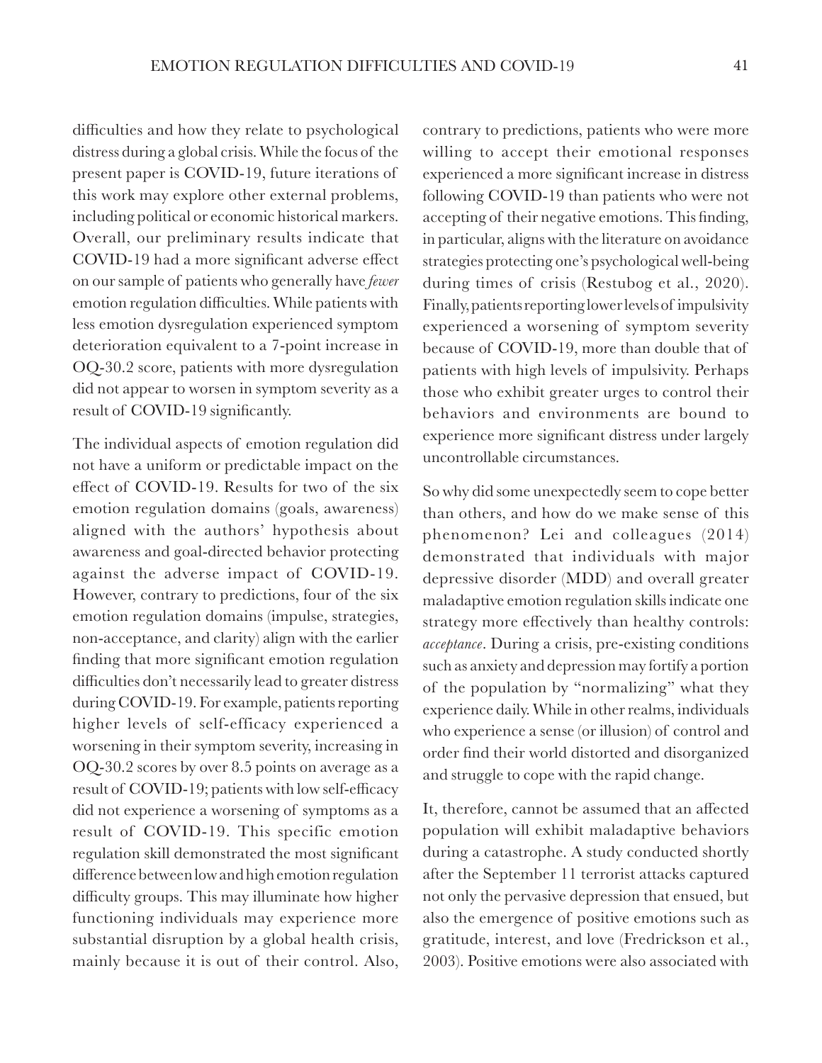difficulties and how they relate to psychological distress during a global crisis. While the focus of the present paper is COVID-19, future iterations of this work may explore other external problems, including political or economic historical markers. Overall, our preliminary results indicate that COVID-19 had a more significant adverse effect on our sample of patients who generally have *fewer* emotion regulation difficulties. While patients with less emotion dysregulation experienced symptom deterioration equivalent to a 7-point increase in OQ-30.2 score, patients with more dysregulation did not appear to worsen in symptom severity as a result of COVID-19 significantly.

The individual aspects of emotion regulation did not have a uniform or predictable impact on the effect of COVID-19. Results for two of the six emotion regulation domains (goals, awareness) aligned with the authors' hypothesis about awareness and goal-directed behavior protecting against the adverse impact of COVID-19. However, contrary to predictions, four of the six emotion regulation domains (impulse, strategies, non-acceptance, and clarity) align with the earlier finding that more significant emotion regulation difficulties don't necessarily lead to greater distress during COVID-19. For example, patients reporting higher levels of self-efficacy experienced a worsening in their symptom severity, increasing in OQ-30.2 scores by over 8.5 points on average as a result of COVID-19; patients with low self-efficacy did not experience a worsening of symptoms as a result of COVID-19. This specific emotion regulation skill demonstrated the most significant difference between low and high emotion regulation difficulty groups. This may illuminate how higher functioning individuals may experience more substantial disruption by a global health crisis, mainly because it is out of their control. Also, contrary to predictions, patients who were more willing to accept their emotional responses experienced a more significant increase in distress following COVID-19 than patients who were not accepting of their negative emotions. This finding, in particular, aligns with the literature on avoidance strategies protecting one's psychological well-being during times of crisis (Restubog et al., 2020). Finally, patients reporting lower levels of impulsivity experienced a worsening of symptom severity because of COVID-19, more than double that of patients with high levels of impulsivity. Perhaps those who exhibit greater urges to control their behaviors and environments are bound to experience more significant distress under largely uncontrollable circumstances.

So why did some unexpectedly seem to cope better than others, and how do we make sense of this phenomenon? Lei and colleagues (2014) demonstrated that individuals with major depressive disorder (MDD) and overall greater maladaptive emotion regulation skills indicate one strategy more effectively than healthy controls: *acceptance*. During a crisis, pre-existing conditions such as anxiety and depression may fortify a portion of the population by "normalizing" what they experience daily. While in other realms, individuals who experience a sense (or illusion) of control and order find their world distorted and disorganized and struggle to cope with the rapid change.

It, therefore, cannot be assumed that an affected population will exhibit maladaptive behaviors during a catastrophe. A study conducted shortly after the September 11 terrorist attacks captured not only the pervasive depression that ensued, but also the emergence of positive emotions such as gratitude, interest, and love (Fredrickson et al., 2003). Positive emotions were also associated with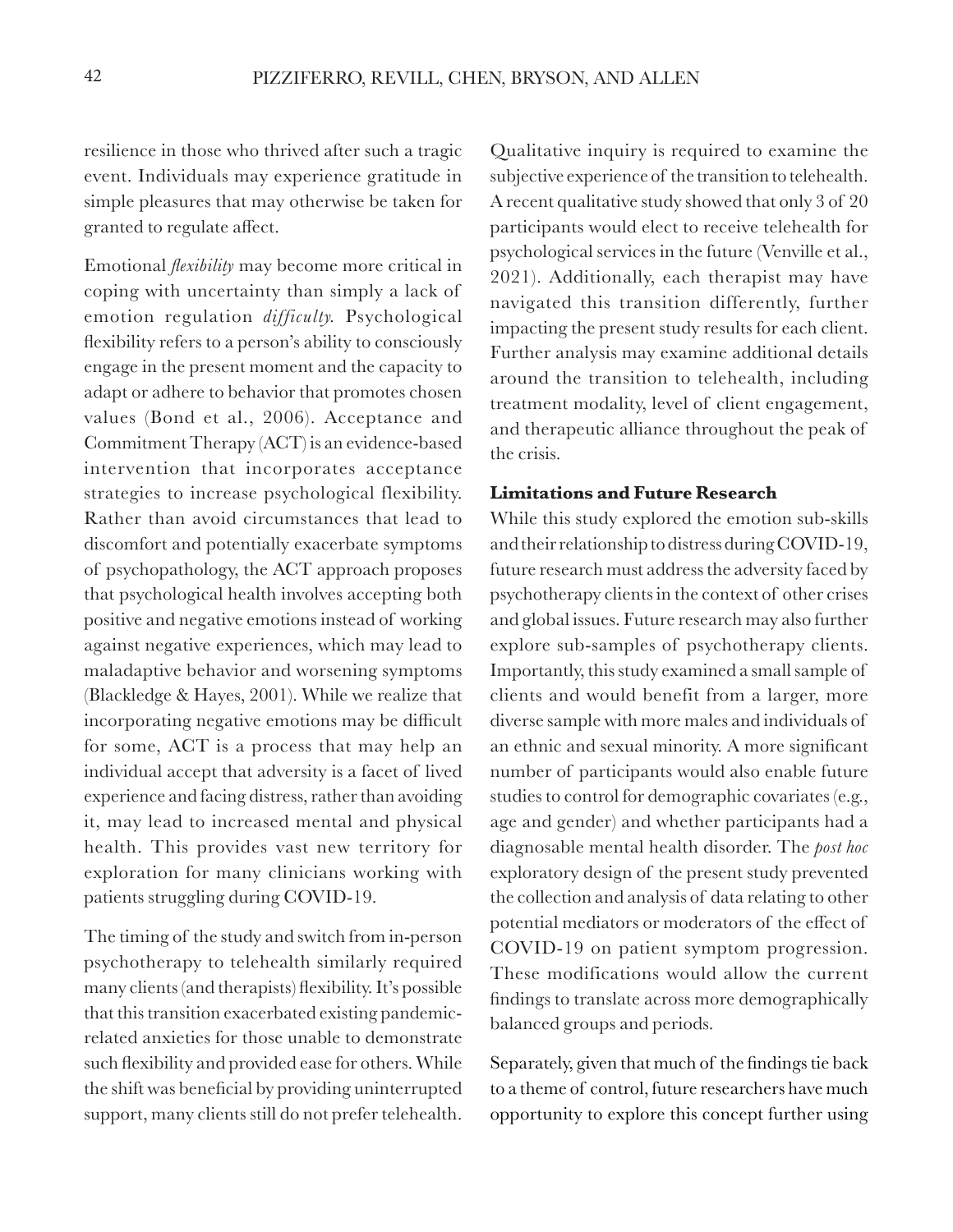resilience in those who thrived after such a tragic event. Individuals may experience gratitude in simple pleasures that may otherwise be taken for granted to regulate affect.

Emotional *flexibility* may become more critical in coping with uncertainty than simply a lack of emotion regulation *difficulty*. Psychological flexibility refers to a person's ability to consciously engage in the present moment and the capacity to adapt or adhere to behavior that promotes chosen values (Bond et al., 2006). Acceptance and Commitment Therapy (ACT) is an evidence-based intervention that incorporates acceptance strategies to increase psychological flexibility. Rather than avoid circumstances that lead to discomfort and potentially exacerbate symptoms of psychopathology, the ACT approach proposes that psychological health involves accepting both positive and negative emotions instead of working against negative experiences, which may lead to maladaptive behavior and worsening symptoms (Blackledge & Hayes, 2001). While we realize that incorporating negative emotions may be difficult for some, ACT is a process that may help an individual accept that adversity is a facet of lived experience and facing distress, rather than avoiding it, may lead to increased mental and physical health. This provides vast new territory for exploration for many clinicians working with patients struggling during COVID-19.

The timing of the study and switch from in-person psychotherapy to telehealth similarly required many clients (and therapists) flexibility. It's possible that this transition exacerbated existing pandemic-related anxieties for those unable to demonstrate such flexibility and provided ease for others. While the shift was beneficial by providing uninterrupted support, many clients still do not prefer telehealth. Qualitative inquiry is required to examine the subjective experience of the transition to telehealth. A recent qualitative study showed that only 3 of 20 participants would elect to receive telehealth for psychological services in the future (Venville et al., 2021). Additionally, each therapist may have navigated this transition differently, further impacting the present study results for each client. Further analysis may examine additional details around the transition to telehealth, including treatment modality, level of client engagement, and therapeutic alliance throughout the peak of the crisis.

### Limitations and Future Research

While this study explored the emotion sub-skills and their relationship to distress during COVID-19, future research must address the adversity faced by psychotherapy clients in the context of other crises and global issues. Future research may also further explore sub-samples of psychotherapy clients. Importantly, this study examined a small sample of clients and would benefit from a larger, more diverse sample with more males and individuals of an ethnic and sexual minority. A more significant number of participants would also enable future studies to control for demographic covariates (e.g., age and gender) and whether participants had a diagnosable mental health disorder. The *post hoc* exploratory design of the present study prevented the collection and analysis of data relating to other potential mediators or moderators of the effect of COVID-19 on patient symptom progression. These modifications would allow the current findings to translate across more demographically balanced groups and periods.

Separately, given that much of the findings tie back to a theme of control, future researchers have much opportunity to explore this concept further using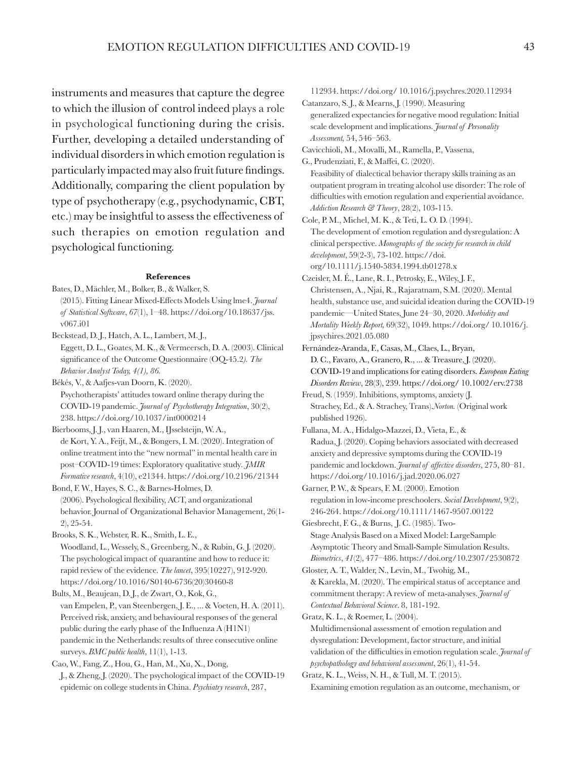instruments and measures that capture the degree to which the illusion of control indeed plays a role in psychological functioning during the crisis. Further, developing a detailed understanding of individual disorders in which emotion regulation is particularly impacted may also fruit future findings. Additionally, comparing the client population by type of psychotherapy (e.g., psychodynamic, CBT, etc.) may be insightful to assess the effectiveness of such therapies on emotion regulation and psychological functioning.

**References**

Bates, D., Mächler, M., Bolker, B., & Walker, S. (2015). Fitting Linear Mixed-Effects Models Using lme4. *Journal of Statistical Software*, *67*(1), 1–48. https://doi.org/10.18637/jss.v067.i01

Beckstead, D. J., Hatch, A. L., Lambert, M. J., Eggett, D. L., Goates, M. K., & Vermeersch, D. A. (2003). Clinical significance of the Outcome Questionnaire (OQ-45.2*). The Behavior Analyst Today, 4(1), 86.*

Békés, V., & Aafjes-van Doorn, K. (2020). Psychotherapists' attitudes toward online therapy during the COVID-19 pandemic. *Journal of Psychotherapy Integration*, 30(2), 238. https://doi.org/10.1037/int0000214

Bierbooms, J. J., van Haaren, M., IJsselsteijn, W. A., de Kort, Y. A., Feijt, M., & Bongers, I. M. (2020). Integration of online treatment into the "new normal" in mental health care in post–COVID-19 times: Exploratory qualitative study. *JMIR Formative research*, 4(10), e21344. https://doi.org/10.2196/21344

Bond, F. W., Hayes, S. C., & Barnes-Holmes, D. (2006). Psychological flexibility, ACT, and organizational behavior. Journal of Organizational Behavior Management, 26(1-2), 25-54.

Brooks, S. K., Webster, R. K., Smith, L. E., Woodland, L., Wessely, S., Greenberg, N., & Rubin, G. J. (2020). The psychological impact of quarantine and how to reduce it: rapid review of the evidence. *The lancet*, 395(10227), 912-920. https://doi.org/10.1016/S0140-6736(20)30460-8

Bults, M., Beaujean, D. J., de Zwart, O., Kok, G., van Empelen, P., van Steenbergen, J. E., ... & Voeten, H. A. (2011). Perceived risk, anxiety, and behavioural responses of the general public during the early phase of the Influenza A (H1N1) pandemic in the Netherlands: results of three consecutive online surveys. *BMC public health*, 11(1), 1-13.

Cao, W., Fang, Z., Hou, G., Han, M., Xu, X., Dong, J., & Zheng, J. (2020). The psychological impact of the COVID-19 epidemic on college students in China. *Psychiatry research*, 287, 112934. https://doi.org/ 10.1016/j.psychres.2020.112934

Catanzaro, S. J., & Mearns, J. (1990). Measuring generalized expectancies for negative mood regulation: Initial scale development and implications. *Journal of Personality Assessment,* 54, 546–563.

Cavicchioli, M., Movalli, M., Ramella, P., Vassena, G., Prudenziati, F., & Maffei, C. (2020). Feasibility of dialectical behavior therapy skills training as an outpatient program in treating alcohol use disorder: The role of difficulties with emotion regulation and experiential avoidance. *Addiction Research & Theory*, 28(2), 103-115.

Cole, P. M., Michel, M. K., & Teti, L. O. D. (1994). The development of emotion regulation and dysregulation: A clinical perspective. *Monographs of the society for research in child development*, 59(2-3), 73-102. https://doi.org/10.1111/j.1540-5834.1994.tb01278.x

Czeisler, M. É., Lane, R. I., Petrosky, E., Wiley, J. F., Christensen, A., Njai, R., Rajaratnam, S.M. (2020). Mental health, substance use, and suicidal ideation during the COVID-19 pandemic—United States, June 24–30, 2020. *Morbidity and Mortality Weekly Report,* 69(32), 1049. https://doi.org/ 10.1016/j.jpsychires.2021.05.080

Fernández-Aranda, F., Casas, M., Claes, L., Bryan, D. C., Favaro, A., Granero, R., ... & Treasure, J. (2020). COVID-19 and implications for eating disorders. *European Eating Disorders Review*, 28(3), 239. https://doi.org/ 10.1002/erv.2738

Freud, S. (1959). Inhibitions, symptoms, anxiety (J. Strachey, Ed., & A. Strachey, Trans)*Norton.* (Original work published 1926).

Fullana, M. A., Hidalgo-Mazzei, D., Vieta, E., & Radua, J. (2020). Coping behaviors associated with decreased anxiety and depressive symptoms during the COVID-19 pandemic and lockdown. *Journal of affective disorders*, 275, 80–81. https://doi.org/10.1016/j.jad.2020.06.027

Garner, P. W., & Spears, F. M. (2000). Emotion regulation in low-income preschoolers. *Social Development*, 9(2), 246-264. https://doi.org/10.1111/1467-9507.00122

Giesbrecht, F. G., & Burns, J. C. (1985). Two-Stage Analysis Based on a Mixed Model: LargeSample Asymptotic Theory and Small-Sample Simulation Results. *Biometrics*, *41*(2), 477–486. https://doi.org/10.2307/2530872

Gloster, A. T., Walder, N., Levin, M., Twohig, M., & Karekla, M. (2020). The empirical status of acceptance and commitment therapy: A review of meta-analyses. *Journal of Contextual Behavioral Science*. 8, 181-192.

Gratz, K. L., & Roemer, L. (2004). Multidimensional assessment of emotion regulation and dysregulation: Development, factor structure, and initial validation of the difficulties in emotion regulation scale. *Journal of psychopathology and behavioral assessment*, 26(1), 41-54.

Gratz, K. L., Weiss, N. H., & Tull, M. T. (2015). Examining emotion regulation as an outcome, mechanism, or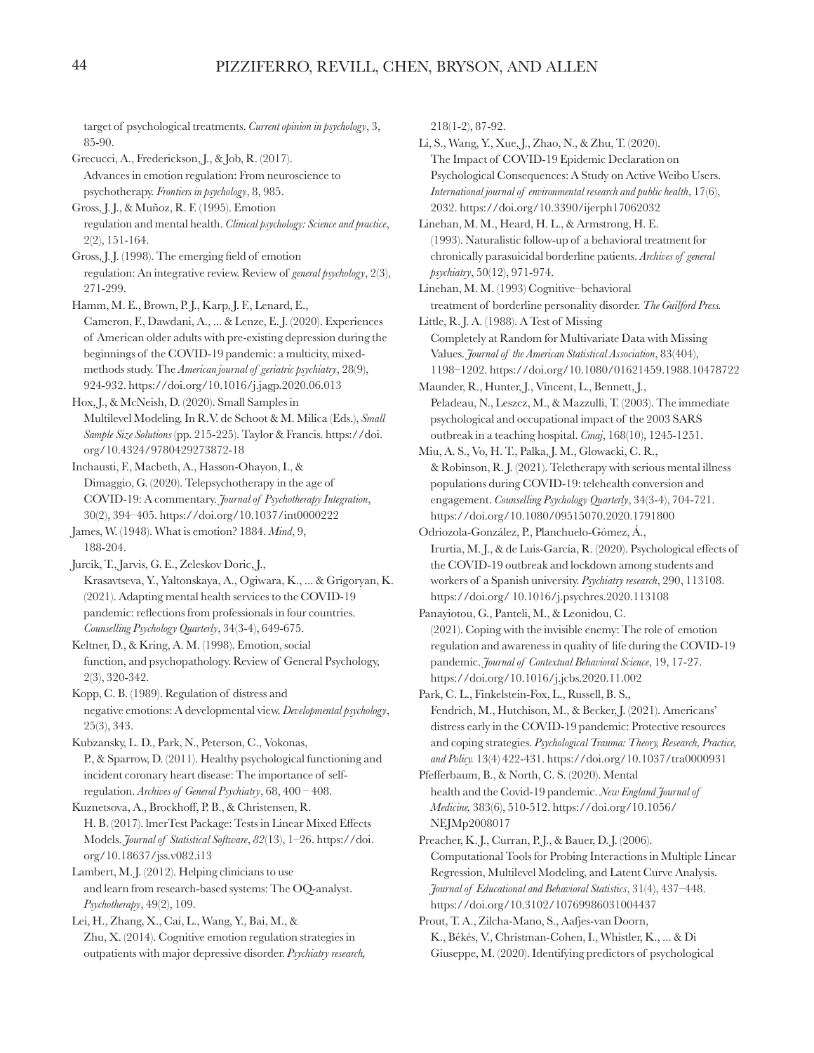target of psychological treatments. *Current opinion in psychology*, 3, 85-90.

Grecucci, A., Frederickson, J., & Job, R. (2017). Advances in emotion regulation: From neuroscience to psychotherapy. *Frontiers in psychology*, 8, 985.

Gross, J. J., & Muñoz, R. F. (1995). Emotion regulation and mental health. *Clinical psychology: Science and practice*, 2(2), 151-164.

Gross, J. J. (1998). The emerging field of emotion regulation: An integrative review. Review of *general psychology*, 2(3), 271-299.

Hamm, M. E., Brown, P. J., Karp, J. F., Lenard, E., Cameron, F., Dawdani, A., ... & Lenze, E. J. (2020). Experiences of American older adults with pre-existing depression during the beginnings of the COVID-19 pandemic: a multicity, mixed-methods study. The *American journal of geriatric psychiatry*, 28(9), 924-932. https://doi.org/10.1016/j.jagp.2020.06.013

Hox, J., & McNeish, D. (2020). Small Samples in Multilevel Modeling. In R.V. de Schoot & M. Milica (Eds.), *Small Sample Size Solutions* (pp. 215-225). Taylor & Francis. https://doi.org/10.4324/9780429273872-18

Inchausti, F., Macbeth, A., Hasson-Ohayon, I., & Dimaggio, G. (2020). Telepsychotherapy in the age of COVID-19: A commentary. *Journal of Psychotherapy Integration*, 30(2), 394–405. https://doi.org/10.1037/int0000222

James, W. (1948). What is emotion? 1884. *Mind*, 9, 188-204.

Jurcik, T., Jarvis, G. E., Zeleskov Doric, J., Krasavtseva, Y., Yaltonskaya, A., Ogiwara, K., ... & Grigoryan, K. (2021). Adapting mental health services to the COVID-19 pandemic: reflections from professionals in four countries. *Counselling Psychology Quarterly*, 34(3-4), 649-675.

Keltner, D., & Kring, A. M. (1998). Emotion, social function, and psychopathology. Review of General Psychology, 2(3), 320-342.

Kopp, C. B. (1989). Regulation of distress and negative emotions: A developmental view. *Developmental psychology*, 25(3), 343.

Kubzansky, L. D., Park, N., Peterson, C., Vokonas, P., & Sparrow, D. (2011). Healthy psychological functioning and incident coronary heart disease: The importance of self-regulation. *Archives of General Psychiatry*, 68, 400 – 408.

Kuznetsova, A., Brockhoff, P. B., & Christensen, R. H. B. (2017). lmerTest Package: Tests in Linear Mixed Effects Models. *Journal of Statistical Software*, *82*(13), 1–26. https://doi.org/10.18637/jss.v082.i13

Lambert, M. J. (2012). Helping clinicians to use and learn from research-based systems: The OQ-analyst. *Psychotherapy*, 49(2), 109.

Lei, H., Zhang, X., Cai, L., Wang, Y., Bai, M., & Zhu, X. (2014). Cognitive emotion regulation strategies in outpatients with major depressive disorder. *Psychiatry research,* 218(1-2), 87-92.

Li, S., Wang, Y., Xue, J., Zhao, N., & Zhu, T. (2020). The Impact of COVID-19 Epidemic Declaration on Psychological Consequences: A Study on Active Weibo Users. *International journal of environmental research and public health*, 17(6), 2032. https://doi.org/10.3390/ijerph17062032

Linehan, M. M., Heard, H. L., & Armstrong, H. E. (1993). Naturalistic follow-up of a behavioral treatment for chronically parasuicidal borderline patients. *Archives of general psychiatry*, 50(12), 971-974.

Linehan, M. M. (1993) Cognitive–behavioral treatment of borderline personality disorder. *The Guilford Press.*

Little, R. J. A. (1988). A Test of Missing Completely at Random for Multivariate Data with Missing Values. *Journal of the American Statistical Association*, 83(404), 1198–1202. https://doi.org/10.1080/01621459.1988.10478722

Maunder, R., Hunter, J., Vincent, L., Bennett, J., Peladeau, N., Leszcz, M., & Mazzulli, T. (2003). The immediate psychological and occupational impact of the 2003 SARS outbreak in a teaching hospital. *Cmaj*, 168(10), 1245-1251.

Miu, A. S., Vo, H. T., Palka, J. M., Glowacki, C. R., & Robinson, R. J. (2021). Teletherapy with serious mental illness populations during COVID-19: telehealth conversion and engagement. *Counselling Psychology Quarterly*, 34(3-4), 704-721. https://doi.org/10.1080/09515070.2020.1791800

Odriozola-González, P., Planchuelo-Gómez, Á., Irurtia, M. J., & de Luis-García, R. (2020). Psychological effects of the COVID-19 outbreak and lockdown among students and workers of a Spanish university. *Psychiatry research*, 290, 113108. https://doi.org/ 10.1016/j.psychres.2020.113108

Panayiotou, G., Panteli, M., & Leonidou, C. (2021). Coping with the invisible enemy: The role of emotion regulation and awareness in quality of life during the COVID-19 pandemic. *Journal of Contextual Behavioral Science*, 19, 17-27. https://doi.org/10.1016/j.jcbs.2020.11.002

Park, C. L., Finkelstein-Fox, L., Russell, B. S., Fendrich, M., Hutchison, M., & Becker, J. (2021). Americans' distress early in the COVID-19 pandemic: Protective resources and coping strategies. *Psychological Trauma: Theory, Research, Practice, and Policy.* 13(4) 422-431. https://doi.org/10.1037/tra0000931

Pfefferbaum, B., & North, C. S. (2020). Mental health and the Covid-19 pandemic. *New England Journal of Medicine,* 383(6), 510-512. https://doi.org/10.1056/NEJMp2008017

Preacher, K. J., Curran, P. J., & Bauer, D. J. (2006). Computational Tools for Probing Interactions in Multiple Linear Regression, Multilevel Modeling, and Latent Curve Analysis. *Journal of Educational and Behavioral Statistics*, 31(4), 437–448. https://doi.org/10.3102/10769986031004437

Prout, T. A., Zilcha-Mano, S., Aafjes-van Doorn, K., Békés, V., Christman-Cohen, I., Whistler, K., ... & Di Giuseppe, M. (2020). Identifying predictors of psychological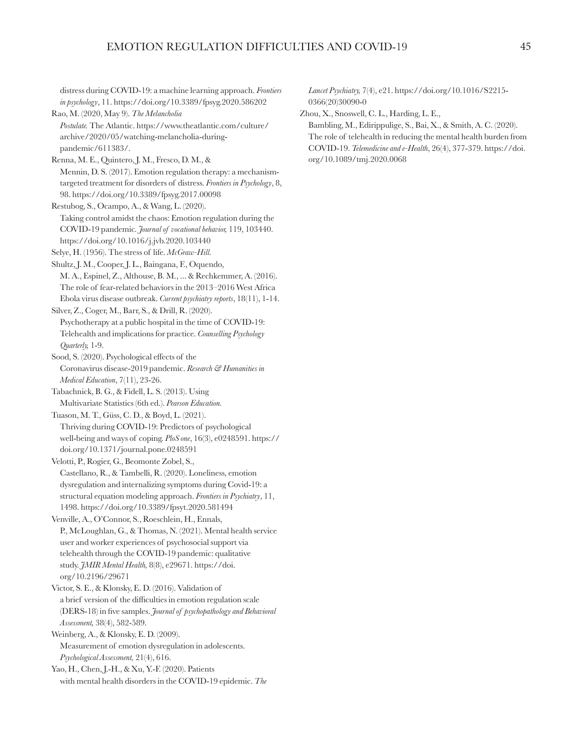distress during COVID-19: a machine learning approach. *Frontiers in psychology*, 11. https://doi.org/10.3389/fpsyg.2020.586202

Rao, M. (2020, May 9). *The Melancholia Postulate.* The Atlantic. https://www.theatlantic.com/culture/archive/2020/05/watching-melancholia-during-pandemic/611383/.

Renna, M. E., Quintero, J. M., Fresco, D. M., & Mennin, D. S. (2017). Emotion regulation therapy: a mechanism-targeted treatment for disorders of distress. *Frontiers in Psychology*, 8, 98. https://doi.org/10.3389/fpsyg.2017.00098

Restubog, S., Ocampo, A., & Wang, L. (2020). Taking control amidst the chaos: Emotion regulation during the COVID-19 pandemic. *Journal of vocational behavior,* 119, 103440. https://doi.org/10.1016/j.jvb.2020.103440

Selye, H. (1956). The stress of life. *McGraw-Hill.*

Shultz, J. M., Cooper, J. L., Baingana, F., Oquendo, M. A., Espinel, Z., Althouse, B. M., ... & Rechkemmer, A. (2016). The role of fear-related behaviors in the 2013–2016 West Africa Ebola virus disease outbreak. *Current psychiatry reports*, 18(11), 1-14.

Silver, Z., Coger, M., Barr, S., & Drill, R. (2020). Psychotherapy at a public hospital in the time of COVID-19: Telehealth and implications for practice. *Counselling Psychology Quarterly,* 1-9.

Sood, S. (2020). Psychological effects of the Coronavirus disease-2019 pandemic. *Research & Humanities in Medical Education*, 7(11), 23-26.

Tabachnick, B. G., & Fidell, L. S. (2013). Using Multivariate Statistics (6th ed.). *Pearson Education.*

Tuason, M. T., Güss, C. D., & Boyd, L. (2021). Thriving during COVID-19: Predictors of psychological well-being and ways of coping. *PloS one*, 16(3), e0248591. https://doi.org/10.1371/journal.pone.0248591

Velotti, P., Rogier, G., Beomonte Zobel, S., Castellano, R., & Tambelli, R. (2020). Loneliness, emotion dysregulation and internalizing symptoms during Covid-19: a structural equation modeling approach. *Frontiers in Psychiatry*, 11, 1498. https://doi.org/10.3389/fpsyt.2020.581494

Venville, A., O'Connor, S., Roeschlein, H., Ennals, P., McLoughlan, G., & Thomas, N. (2021). Mental health service user and worker experiences of psychosocial support via telehealth through the COVID-19 pandemic: qualitative study. *JMIR Mental Health,* 8(8), e29671. https://doi.org/10.2196/29671

Victor, S. E., & Klonsky, E. D. (2016). Validation of a brief version of the difficulties in emotion regulation scale (DERS-18) in five samples. *Journal of psychopathology and Behavioral Assessment,* 38(4), 582-589.

Weinberg, A., & Klonsky, E. D. (2009). Measurement of emotion dysregulation in adolescents. *Psychological Assessment,* 21(4), 616.

Yao, H., Chen, J.-H., & Xu, Y.-F. (2020). Patients with mental health disorders in the COVID-19 epidemic. *The Lancet Psychiatry,* 7(4), e21. https://doi.org/10.1016/S2215-0366(20)30090-0

Zhou, X., Snoswell, C. L., Harding, L. E., Bambling, M., Edirippulige, S., Bai, X., & Smith, A. C. (2020). The role of telehealth in reducing the mental health burden from COVID-19. *Telemedicine and e-Health*, 26(4), 377-379. https://doi.org/10.1089/tmj.2020.0068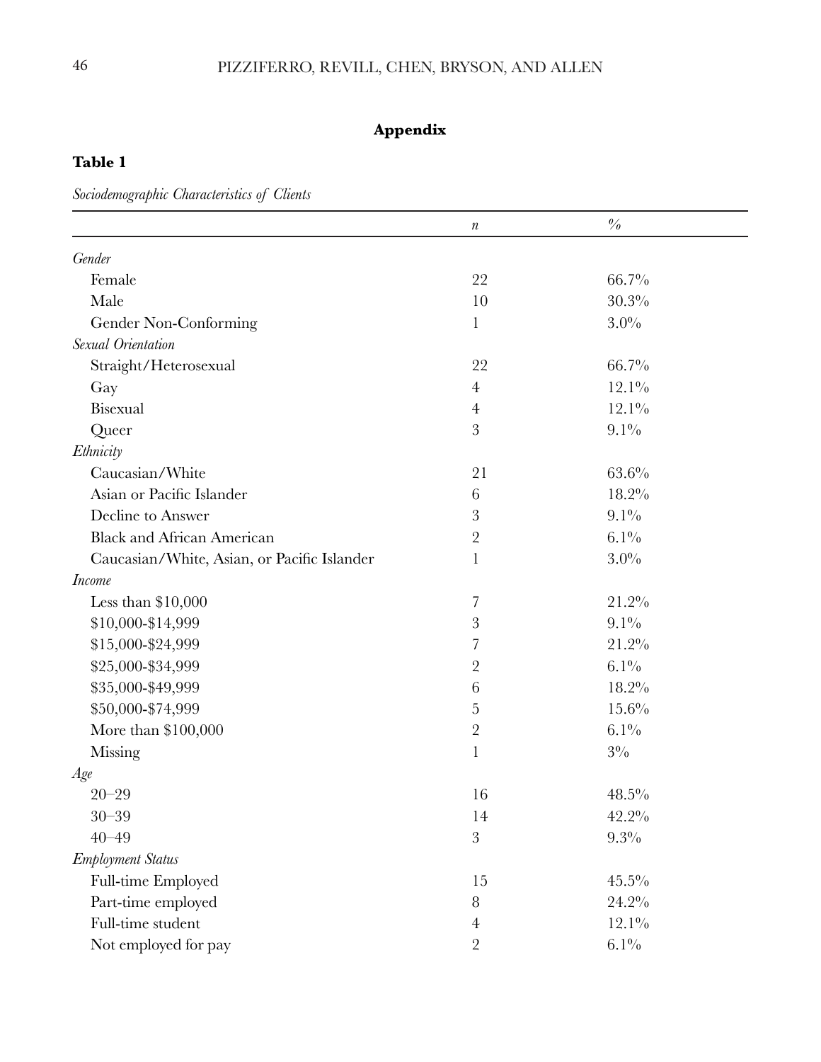## Appendix

**Table 1**

*Sociodemographic Characteristics of Clients*

| | *n* | % |
|---|---|---|
| *Gender* | | |
| Female | 22 | 66.7% |
| Male | 10 | 30.3% |
| Gender Non-Conforming | 1 | 3.0% |
| *Sexual Orientation* | | |
| Straight/Heterosexual | 22 | 66.7% |
| Gay | 4 | 12.1% |
| Bisexual | 4 | 12.1% |
| Queer | 3 | 9.1% |
| *Ethnicity* | | |
| Caucasian/White | 21 | 63.6% |
| Asian or Pacific Islander | 6 | 18.2% |
| Decline to Answer | 3 | 9.1% |
| Black and African American | 2 | 6.1% |
| Caucasian/White, Asian, or Pacific Islander | 1 | 3.0% |
| *Income* | | |
| Less than $10,000 | 7 | 21.2% |
| $10,000-$14,999 | 3 | 9.1% |
| $15,000-$24,999 | 7 | 21.2% |
| $25,000-$34,999 | 2 | 6.1% |
| $35,000-$49,999 | 6 | 18.2% |
| $50,000-$74,999 | 5 | 15.6% |
| More than $100,000 | 2 | 6.1% |
| Missing | 1 | 3% |
| *Age* | | |
| 20–29 | 16 | 48.5% |
| 30–39 | 14 | 42.2% |
| 40–49 | 3 | 9.3% |
| *Employment Status* | | |
| Full-time Employed | 15 | 45.5% |
| Part-time employed | 8 | 24.2% |
| Full-time student | 4 | 12.1% |
| Not employed for pay | 2 | 6.1% |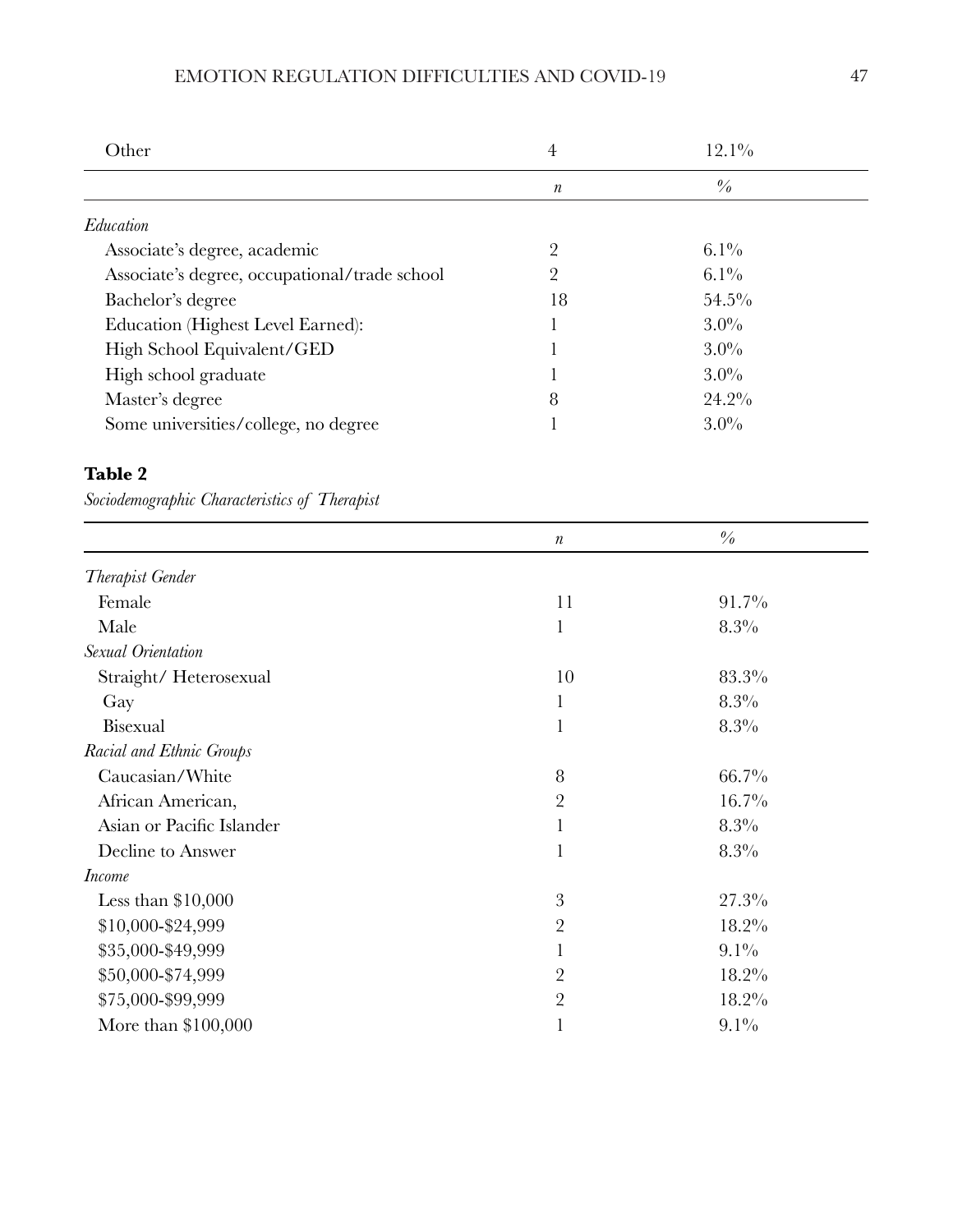|  | *n* | % |
|---|---|---|
| Other | 4 | 12.1% |
| *Education* |  |  |
| Associate's degree, academic | 2 | 6.1% |
| Associate's degree, occupational/trade school | 2 | 6.1% |
| Bachelor's degree | 18 | 54.5% |
| Education (Highest Level Earned): | 1 | 3.0% |
| High School Equivalent/GED | 1 | 3.0% |
| High school graduate | 1 | 3.0% |
| Master's degree | 8 | 24.2% |
| Some universities/college, no degree | 1 | 3.0% |

**Table 2**

*Sociodemographic Characteristics of Therapist*

|  | *n* | % |
|---|---|---|
| *Therapist Gender* |  |  |
| Female | 11 | 91.7% |
| Male | 1 | 8.3% |
| *Sexual Orientation* |  |  |
| Straight/ Heterosexual | 10 | 83.3% |
| Gay | 1 | 8.3% |
| Bisexual | 1 | 8.3% |
| *Racial and Ethnic Groups* |  |  |
| Caucasian/White | 8 | 66.7% |
| African American, | 2 | 16.7% |
| Asian or Pacific Islander | 1 | 8.3% |
| Decline to Answer | 1 | 8.3% |
| *Income* |  |  |
| Less than $10,000 | 3 | 27.3% |
| $10,000-$24,999 | 2 | 18.2% |
| $35,000-$49,999 | 1 | 9.1% |
| $50,000-$74,999 | 2 | 18.2% |
| $75,000-$99,999 | 2 | 18.2% |
| More than $100,000 | 1 | 9.1% |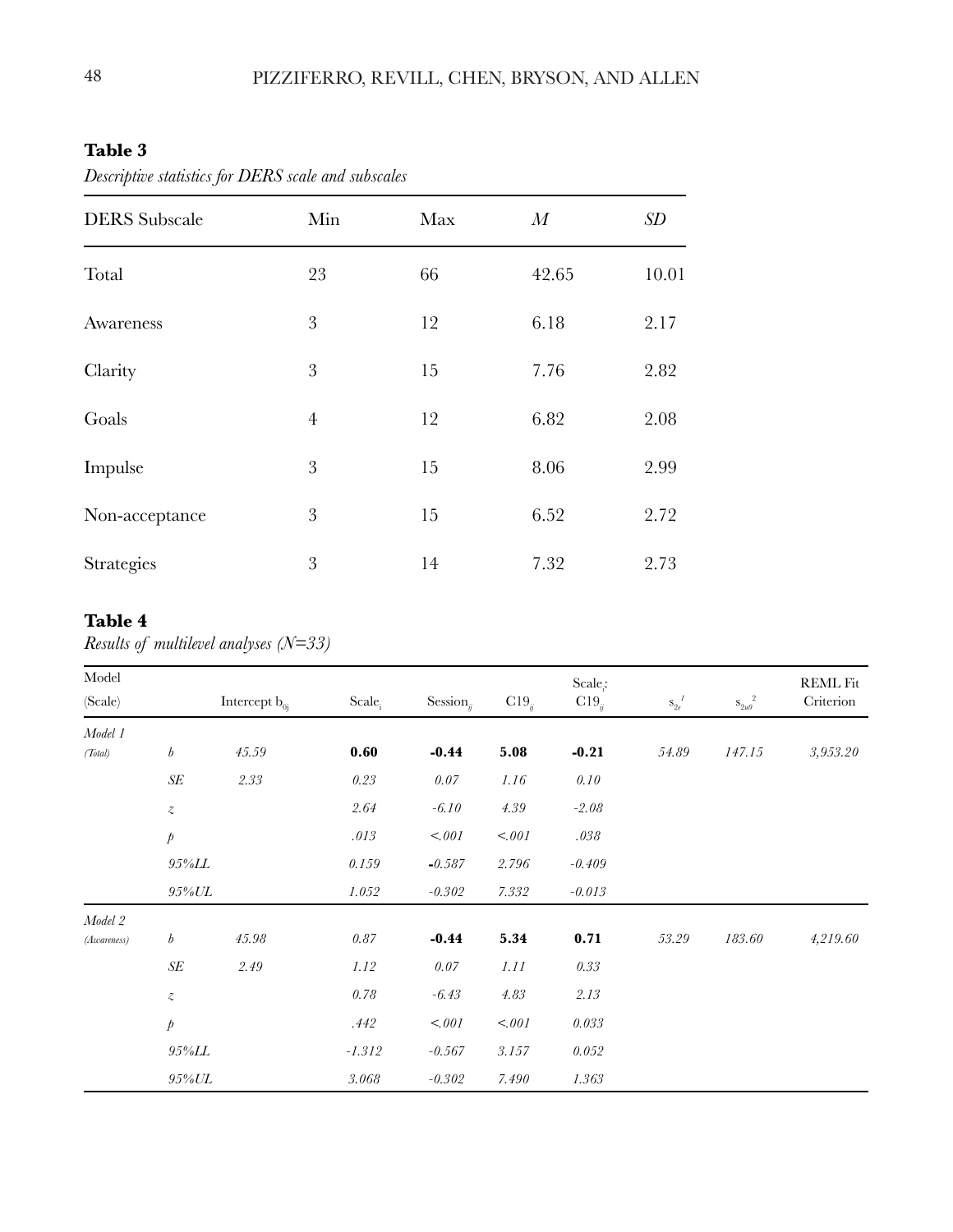**Table 3**

*Descriptive statistics for DERS scale and subscales*

| DERS Subscale | Min | Max | *M* | *SD* |
|---|---|---|---|---|
| Total | 23 | 66 | 42.65 | 10.01 |
| Awareness | 3 | 12 | 6.18 | 2.17 |
| Clarity | 3 | 15 | 7.76 | 2.82 |
| Goals | 4 | 12 | 6.82 | 2.08 |
| Impulse | 3 | 15 | 8.06 | 2.99 |
| Non-acceptance | 3 | 15 | 6.52 | 2.72 |
| Strategies | 3 | 14 | 7.32 | 2.73 |

**Table 4**

*Results of multilevel analyses (N=33)*

| Model (Scale) | | Intercept $b_{0j}$ | $Scale_i$ | $Session_{ij}$ | $C19_{ij}$ | $Scale_i$: $C19_{ij}$ | $s_{2e}{}^{1}$ | $s_{2u0}{}^{2}$ | REML Fit Criterion |
|---|---|---|---|---|---|---|---|---|---|
| *Model 1* *(Total)* | *b* | *45.59* | **0.60** | **-0.44** | **5.08** | **-0.21** | *54.89* | *147.15* | *3,953.20* |
| | *SE* | *2.33* | *0.23* | *0.07* | *1.16* | *0.10* | | | |
| | *z* | | *2.64* | *-6.10* | *4.39* | *-2.08* | | | |
| | *p* | | *.013* | *<.001* | *<.001* | *.038* | | | |
| | *95%LL* | | *0.159* | *-0.587* | *2.796* | *-0.409* | | | |
| | *95%UL* | | *1.052* | *-0.302* | *7.332* | *-0.013* | | | |
| *Model 2* *(Awareness)* | *b* | *45.98* | *0.87* | **-0.44** | **5.34** | **0.71** | *53.29* | *183.60* | *4,219.60* |
| | *SE* | *2.49* | *1.12* | *0.07* | *1.11* | *0.33* | | | |
| | *z* | | *0.78* | *-6.43* | *4.83* | *2.13* | | | |
| | *p* | | *.442* | *<.001* | *<.001* | *0.033* | | | |
| | *95%LL* | | *-1.312* | *-0.567* | *3.157* | *0.052* | | | |
| | *95%UL* | | *3.068* | *-0.302* | *7.490* | *1.363* | | | |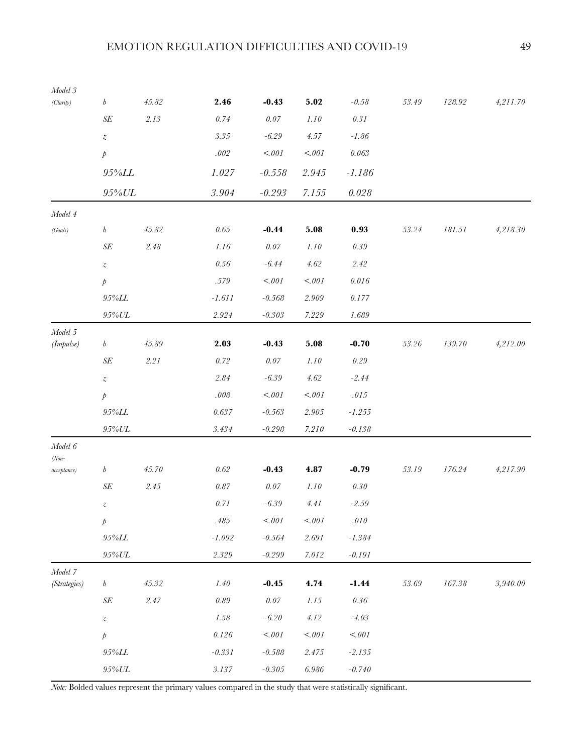| | | | | | | | | | |
|---|---|---|---|---|---|---|---|---|---|
| *Model 3* *(Clarity)* | *b* | *45.82* | **2.46** | **-0.43** | **5.02** | *-0.58* | *53.49* | *128.92* | *4,211.70* |
| | *SE* | *2.13* | *0.74* | *0.07* | *1.10* | *0.31* | | | |
| | *z* | | *3.35* | *-6.29* | *4.57* | *-1.86* | | | |
| | *p* | | *.002* | *<.001* | *<.001* | *0.063* | | | |
| | *95%LL* | | *1.027* | *-0.558* | *2.945* | *-1.186* | | | |
| | *95%UL* | | *3.904* | *-0.293* | *7.155* | *0.028* | | | |
| *Model 4* | | | | | | | | | |
| *(Goals)* | *b* | *45.82* | *0.65* | **-0.44** | **5.08** | **0.93** | *53.24* | *181.51* | *4,218.30* |
| | *SE* | *2.48* | *1.16* | *0.07* | *1.10* | *0.39* | | | |
| | *z* | | *0.56* | *-6.44* | *4.62* | *2.42* | | | |
| | *p* | | *.579* | *<.001* | *<.001* | *0.016* | | | |
| | *95%LL* | | *-1.611* | *-0.568* | *2.909* | *0.177* | | | |
| | *95%UL* | | *2.924* | *-0.303* | *7.229* | *1.689* | | | |
| *Model 5* *(Impulse)* | *b* | *45.89* | **2.03** | **-0.43** | **5.08** | **-0.70** | *53.26* | *139.70* | *4,212.00* |
| | *SE* | *2.21* | *0.72* | *0.07* | *1.10* | *0.29* | | | |
| | *z* | | *2.84* | *-6.39* | *4.62* | *-2.44* | | | |
| | *p* | | *.008* | *<.001* | *<.001* | *.015* | | | |
| | *95%LL* | | *0.637* | *-0.563* | *2.905* | *-1.255* | | | |
| | *95%UL* | | *3.434* | *-0.298* | *7.210* | *-0.138* | | | |
| *Model 6* *(Non-acceptance)* | *b* | *45.70* | *0.62* | **-0.43** | **4.87** | **-0.79** | *53.19* | *176.24* | *4,217.90* |
| | *SE* | *2.45* | *0.87* | *0.07* | *1.10* | *0.30* | | | |
| | *z* | | *0.71* | *-6.39* | *4.41* | *-2.59* | | | |
| | *p* | | *.485* | *<.001* | *<.001* | *.010* | | | |
| | *95%LL* | | *-1.092* | *-0.564* | *2.691* | *-1.384* | | | |
| | *95%UL* | | *2.329* | *-0.299* | *7.012* | *-0.191* | | | |
| *Model 7* *(Strategies)* | *b* | *45.32* | *1.40* | **-0.45** | **4.74** | **-1.44** | *53.69* | *167.38* | *3,940.00* |
| | *SE* | *2.47* | *0.89* | *0.07* | *1.15* | *0.36* | | | |
| | *z* | | *1.58* | *-6.20* | *4.12* | *-4.03* | | | |
| | *p* | | *0.126* | *<.001* | *<.001* | *<.001* | | | |
| | *95%LL* | | *-0.331* | *-0.588* | *2.475* | *-2.135* | | | |
| | *95%UL* | | *3.137* | *-0.305* | *6.986* | *-0.740* | | | |

*Note:* Bolded values represent the primary values compared in the study that were statistically significant.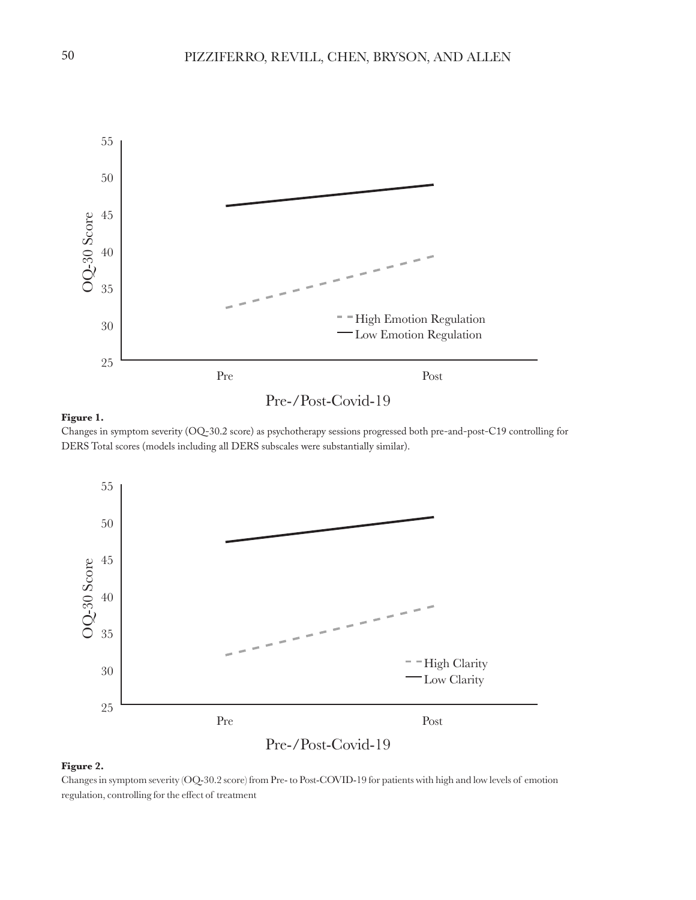**Figure 1.**

Changes in symptom severity (OQ-30.2 score) as psychotherapy sessions progressed both pre-and-post-C19 controlling for DERS Total scores (models including all DERS subscales were substantially similar).

**Figure 2.**

Changes in symptom severity (OQ-30.2 score) from Pre- to Post-COVID-19 for patients with high and low levels of emotion regulation, controlling for the effect of treatment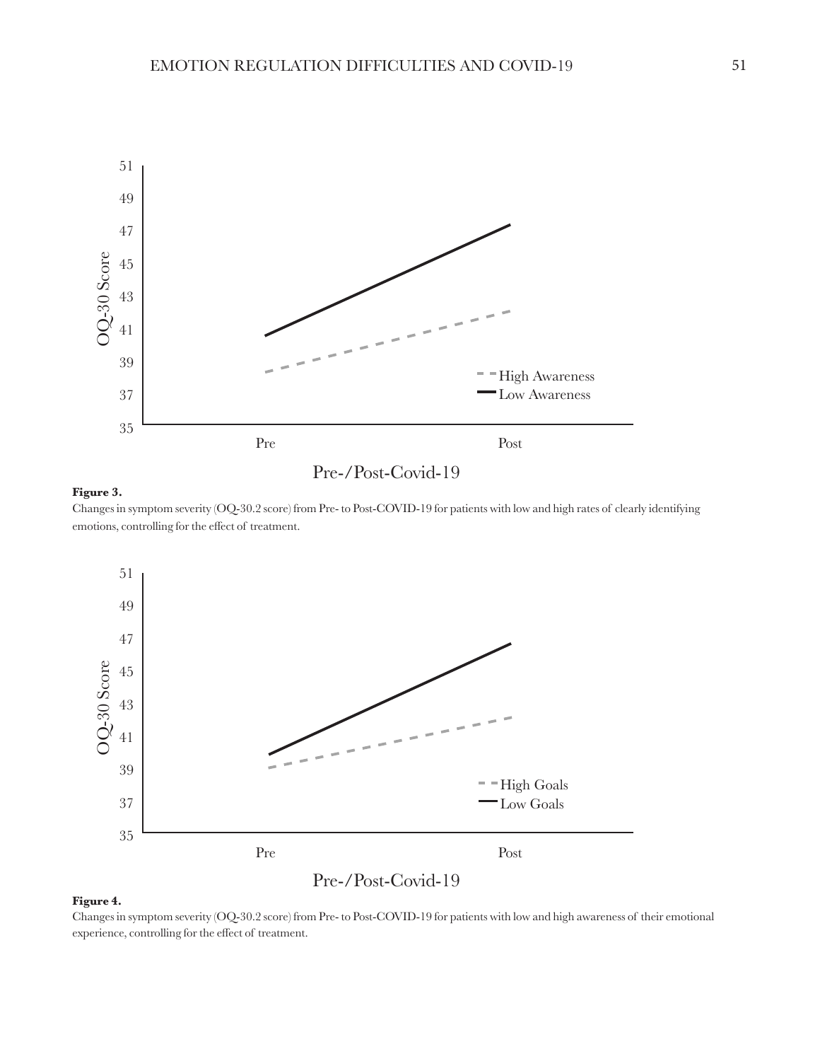**Figure 3.**

Changes in symptom severity (OQ-30.2 score) from Pre- to Post-COVID-19 for patients with low and high rates of clearly identifying emotions, controlling for the effect of treatment.

**Figure 4.**

Changes in symptom severity (OQ-30.2 score) from Pre- to Post-COVID-19 for patients with low and high awareness of their emotional experience, controlling for the effect of treatment.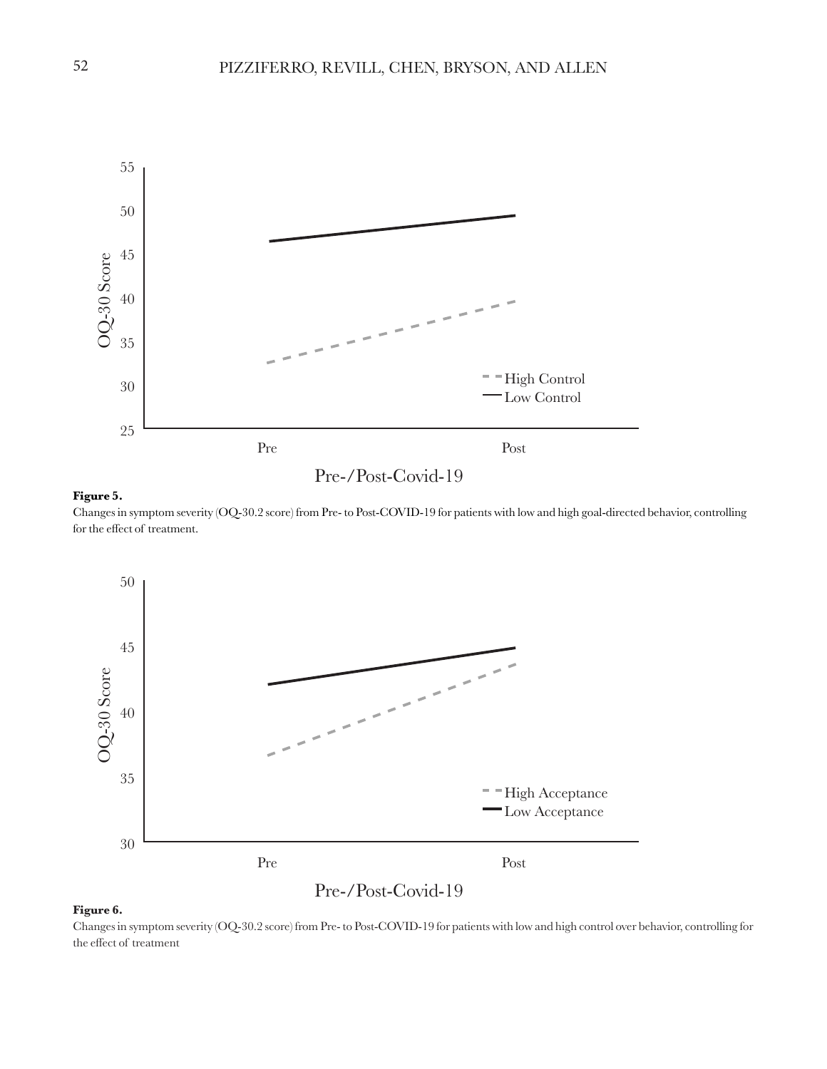**Figure 5.**

Changes in symptom severity (OQ-30.2 score) from Pre- to Post-COVID-19 for patients with low and high goal-directed behavior, controlling for the effect of treatment.

**Figure 6.**

Changes in symptom severity (OQ-30.2 score) from Pre- to Post-COVID-19 for patients with low and high control over behavior, controlling for the effect of treatment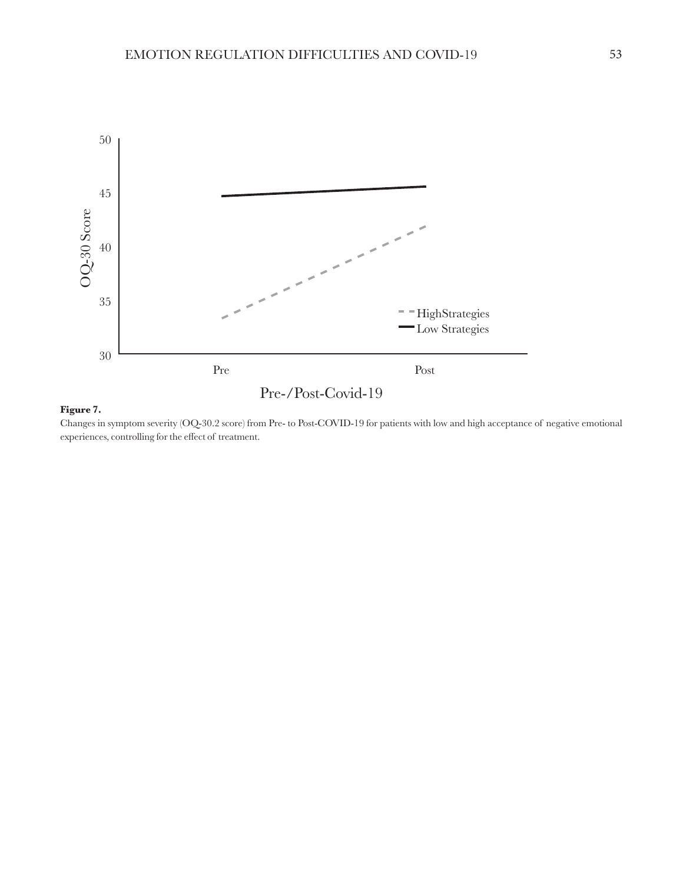50

45

40

35

30

OQ-30 Score

Pre

Post

Pre-/Post-Covid-19

HighStrategies

Low Strategies

**Figure 7.**

Changes in symptom severity (OQ-30.2 score) from Pre- to Post-COVID-19 for patients with low and high acceptance of negative emotional experiences, controlling for the effect of treatment.